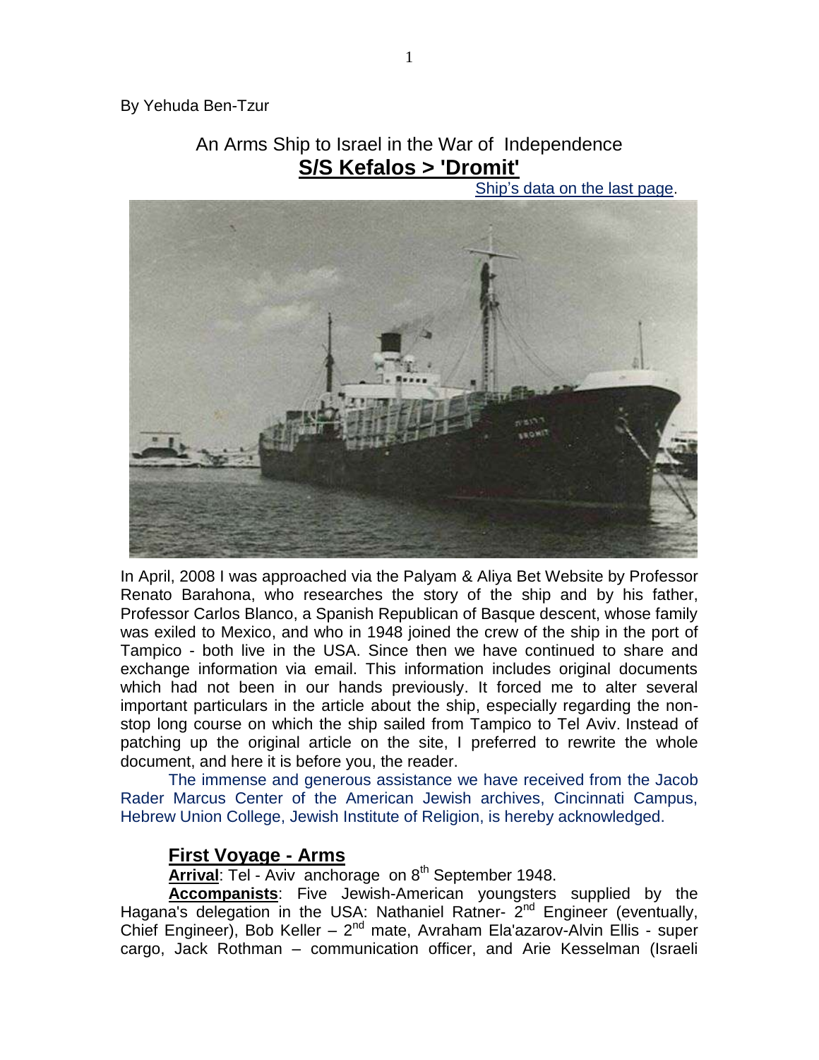By Yehuda Ben-Tzur

# An Arms Ship to Israel in the War of Independence

## S/S Kefalos > 'Dromit'

Ship's data on the last page.

In April, 2008 I was approached via the Palyam & Aliya Bet Website by Professor Renato Barahona, who researches the story of the ship and by his father, Professor Carlos Blanco, a Spanish Republican of Basque descent, whose family was exiled to Mexico, and who in 1948 joined the crew of the ship in the port of Tampico - both live in the USA. Since then we have continued to share and exchange information via email. This information includes original documents which had not been in our hands previously. It forced me to alter several important particulars in the article about the ship, especially regarding the non-stop long course on which the ship sailed from Tampico to Tel Aviv. Instead of patching up the original article on the site, I preferred to rewrite the whole document, and here it is before you, the reader.

The immense and generous assistance we have received from the Jacob Rader Marcus Center of the American Jewish archives, Cincinnati Campus, Hebrew Union College, Jewish Institute of Religion, is hereby acknowledged.

### First Voyage - Arms

**Arrival**: Tel - Aviv anchorage on 8th September 1948.

**Accompanists**: Five Jewish-American youngsters supplied by the Hagana's delegation in the USA: Nathaniel Ratner- 2nd Engineer (eventually, Chief Engineer), Bob Keller – 2nd mate, Avraham Ela'azarov-Alvin Ellis - super cargo, Jack Rothman – communication officer, and Arie Kesselman (Israeli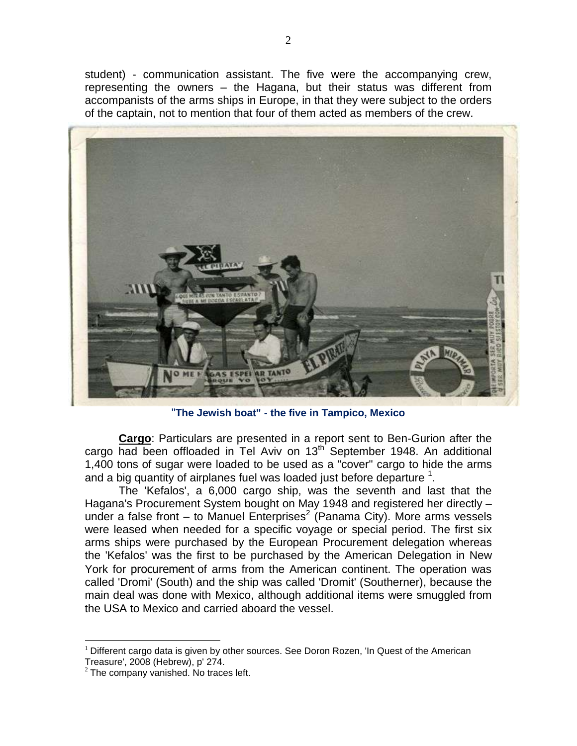student) - communication assistant. The five were the accompanying crew, representing the owners – the Hagana, but their status was different from accompanists of the arms ships in Europe, in that they were subject to the orders of the captain, not to mention that four of them acted as members of the crew.

"**The Jewish boat" - the five in Tampico, Mexico**

**Cargo**: Particulars are presented in a report sent to Ben-Gurion after the cargo had been offloaded in Tel Aviv on 13th September 1948. An additional 1,400 tons of sugar were loaded to be used as a "cover" cargo to hide the arms and a big quantity of airplanes fuel was loaded just before departure [1].

The 'Kefalos', a 6,000 cargo ship, was the seventh and last that the Hagana's Procurement System bought on May 1948 and registered her directly – under a false front – to Manuel Enterprises[2] (Panama City). More arms vessels were leased when needed for a specific voyage or special period. The first six arms ships were purchased by the European Procurement delegation whereas the 'Kefalos' was the first to be purchased by the American Delegation in New York for procurement of arms from the American continent. The operation was called 'Dromi' (South) and the ship was called 'Dromit' (Southerner), because the main deal was done with Mexico, although additional items were smuggled from the USA to Mexico and carried aboard the vessel.

---

[1] Different cargo data is given by other sources. See Doron Rozen, 'In Quest of the American Treasure', 2008 (Hebrew), p' 274.

[2] The company vanished. No traces left.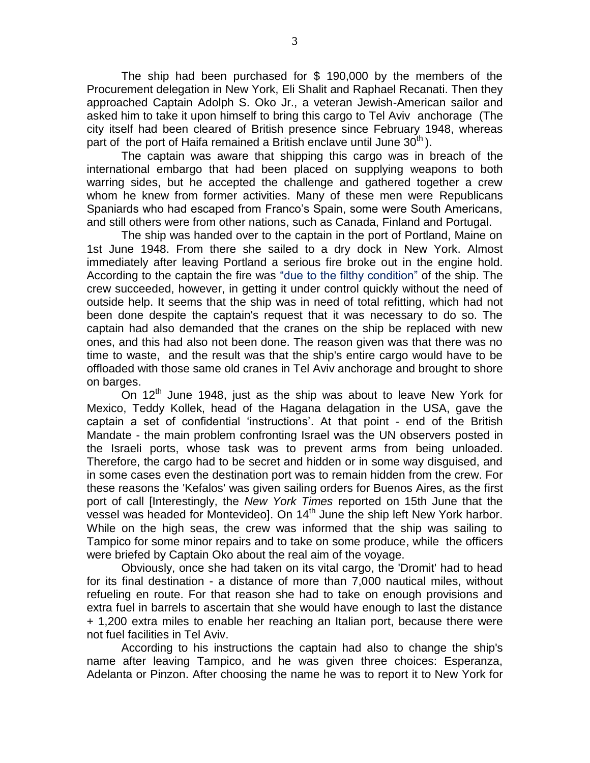The ship had been purchased for $ 190,000 by the members of the Procurement delegation in New York, Eli Shalit and Raphael Recanati. Then they approached Captain Adolph S. Oko Jr., a veteran Jewish-American sailor and asked him to take it upon himself to bring this cargo to Tel Aviv anchorage (The city itself had been cleared of British presence since February 1948, whereas part of the port of Haifa remained a British enclave until June 30th).

The captain was aware that shipping this cargo was in breach of the international embargo that had been placed on supplying weapons to both warring sides, but he accepted the challenge and gathered together a crew whom he knew from former activities. Many of these men were Republicans Spaniards who had escaped from Franco's Spain, some were South Americans, and still others were from other nations, such as Canada, Finland and Portugal.

The ship was handed over to the captain in the port of Portland, Maine on 1st June 1948. From there she sailed to a dry dock in New York. Almost immediately after leaving Portland a serious fire broke out in the engine hold. According to the captain the fire was "due to the filthy condition" of the ship. The crew succeeded, however, in getting it under control quickly without the need of outside help. It seems that the ship was in need of total refitting, which had not been done despite the captain's request that it was necessary to do so. The captain had also demanded that the cranes on the ship be replaced with new ones, and this had also not been done. The reason given was that there was no time to waste, and the result was that the ship's entire cargo would have to be offloaded with those same old cranes in Tel Aviv anchorage and brought to shore on barges.

On 12th June 1948, just as the ship was about to leave New York for Mexico, Teddy Kollek, head of the Hagana delagation in the USA, gave the captain a set of confidential 'instructions'. At that point - end of the British Mandate - the main problem confronting Israel was the UN observers posted in the Israeli ports, whose task was to prevent arms from being unloaded. Therefore, the cargo had to be secret and hidden or in some way disguised, and in some cases even the destination port was to remain hidden from the crew. For these reasons the 'Kefalos' was given sailing orders for Buenos Aires, as the first port of call [Interestingly, the *New York Times* reported on 15th June that the vessel was headed for Montevideo]. On 14th June the ship left New York harbor. While on the high seas, the crew was informed that the ship was sailing to Tampico for some minor repairs and to take on some produce, while the officers were briefed by Captain Oko about the real aim of the voyage.

Obviously, once she had taken on its vital cargo, the 'Dromit' had to head for its final destination - a distance of more than 7,000 nautical miles, without refueling en route. For that reason she had to take on enough provisions and extra fuel in barrels to ascertain that she would have enough to last the distance + 1,200 extra miles to enable her reaching an Italian port, because there were not fuel facilities in Tel Aviv.

According to his instructions the captain had also to change the ship's name after leaving Tampico, and he was given three choices: Esperanza, Adelanta or Pinzon. After choosing the name he was to report it to New York for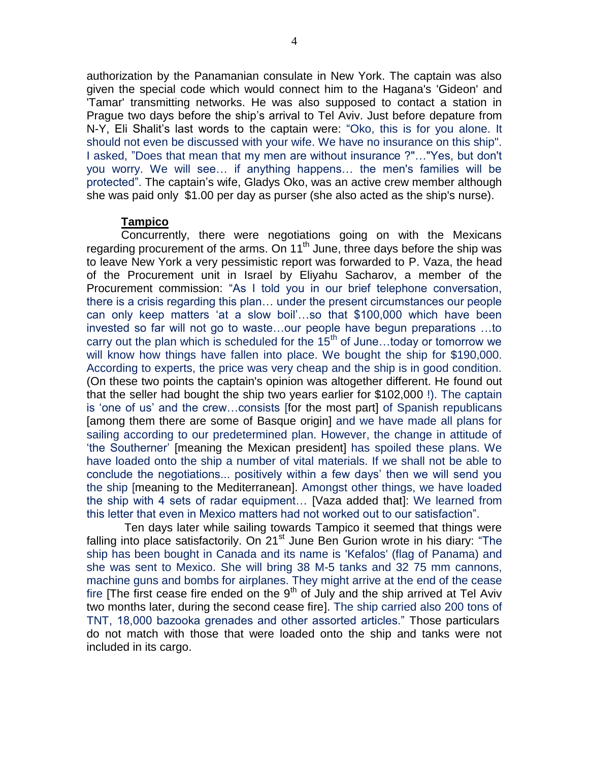authorization by the Panamanian consulate in New York. The captain was also given the special code which would connect him to the Hagana's 'Gideon' and 'Tamar' transmitting networks. He was also supposed to contact a station in Prague two days before the ship's arrival to Tel Aviv. Just before depature from N-Y, Eli Shalit's last words to the captain were: "Oko, this is for you alone. It should not even be discussed with your wife. We have no insurance on this ship". I asked, "Does that mean that my men are without insurance ?"…"Yes, but don't you worry. We will see… if anything happens… the men's families will be protected". The captain's wife, Gladys Oko, was an active crew member although she was paid only $1.00 per day as purser (she also acted as the ship's nurse).

**Tampico**

Concurrently, there were negotiations going on with the Mexicans regarding procurement of the arms. On 11th June, three days before the ship was to leave New York a very pessimistic report was forwarded to P. Vaza, the head of the Procurement unit in Israel by Eliyahu Sacharov, a member of the Procurement commission: "As I told you in our brief telephone conversation, there is a crisis regarding this plan… under the present circumstances our people can only keep matters 'at a slow boil'…so that $100,000 which have been invested so far will not go to waste…our people have begun preparations …to carry out the plan which is scheduled for the 15th of June…today or tomorrow we will know how things have fallen into place. We bought the ship for $190,000. According to experts, the price was very cheap and the ship is in good condition. (On these two points the captain's opinion was altogether different. He found out that the seller had bought the ship two years earlier for $102,000 !). The captain is 'one of us' and the crew…consists [for the most part] of Spanish republicans [among them there are some of Basque origin] and we have made all plans for sailing according to our predetermined plan. However, the change in attitude of 'the Southerner' [meaning the Mexican president] has spoiled these plans. We have loaded onto the ship a number of vital materials. If we shall not be able to conclude the negotiations... positively within a few days' then we will send you the ship [meaning to the Mediterranean]. Amongst other things, we have loaded the ship with 4 sets of radar equipment… [Vaza added that]: We learned from this letter that even in Mexico matters had not worked out to our satisfaction".

Ten days later while sailing towards Tampico it seemed that things were falling into place satisfactorily. On 21st June Ben Gurion wrote in his diary: "The ship has been bought in Canada and its name is 'Kefalos' (flag of Panama) and she was sent to Mexico. She will bring 38 M-5 tanks and 32 75 mm cannons, machine guns and bombs for airplanes. They might arrive at the end of the cease fire [The first cease fire ended on the 9th of July and the ship arrived at Tel Aviv two months later, during the second cease fire]. The ship carried also 200 tons of TNT, 18,000 bazooka grenades and other assorted articles." Those particulars do not match with those that were loaded onto the ship and tanks were not included in its cargo.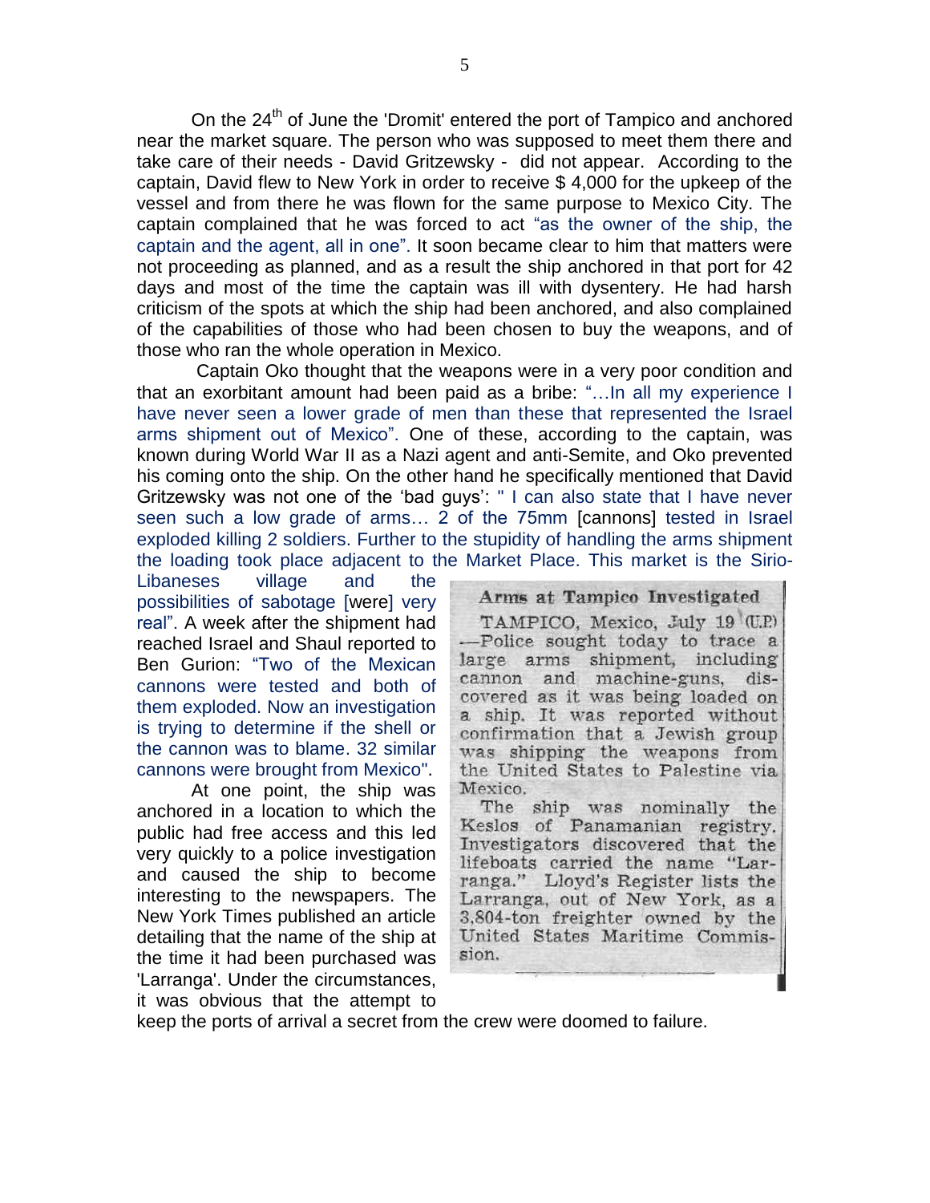On the 24th of June the 'Dromit' entered the port of Tampico and anchored near the market square. The person who was supposed to meet them there and take care of their needs - David Gritzewsky - did not appear. According to the captain, David flew to New York in order to receive $ 4,000 for the upkeep of the vessel and from there he was flown for the same purpose to Mexico City. The captain complained that he was forced to act "as the owner of the ship, the captain and the agent, all in one". It soon became clear to him that matters were not proceeding as planned, and as a result the ship anchored in that port for 42 days and most of the time the captain was ill with dysentery. He had harsh criticism of the spots at which the ship had been anchored, and also complained of the capabilities of those who had been chosen to buy the weapons, and of those who ran the whole operation in Mexico.

Captain Oko thought that the weapons were in a very poor condition and that an exorbitant amount had been paid as a bribe: "…In all my experience I have never seen a lower grade of men than these that represented the Israel arms shipment out of Mexico". One of these, according to the captain, was known during World War II as a Nazi agent and anti-Semite, and Oko prevented his coming onto the ship. On the other hand he specifically mentioned that David Gritzewsky was not one of the 'bad guys': " I can also state that I have never seen such a low grade of arms… 2 of the 75mm [cannons] tested in Israel exploded killing 2 soldiers. Further to the stupidity of handling the arms shipment the loading took place adjacent to the Market Place. This market is the Sirio-Libaneses village and the possibilities of sabotage [were] very real". A week after the shipment had reached Israel and Shaul reported to Ben Gurion: "Two of the Mexican cannons were tested and both of them exploded. Now an investigation is trying to determine if the shell or the cannon was to blame. 32 similar cannons were brought from Mexico".

At one point, the ship was anchored in a location to which the public had free access and this led very quickly to a police investigation and caused the ship to become interesting to the newspapers. The New York Times published an article detailing that the name of the ship at the time it had been purchased was 'Larranga'. Under the circumstances, it was obvious that the attempt to keep the ports of arrival a secret from the crew were doomed to failure.

> **Arms at Tampico Investigated**
>
> TAMPICO, Mexico, July 19 (U.P.) —Police sought today to trace a large arms shipment, including cannon and machine-guns, discovered as it was being loaded on a ship. It was reported without confirmation that a Jewish group was shipping the weapons from the United States to Palestine via Mexico.
>
> The ship was nominally the Keslos of Panamanian registry. Investigators discovered that the lifeboats carried the name "Larranga." Lloyd's Register lists the Larranga, out of New York, as a 3,804-ton freighter owned by the United States Maritime Commission.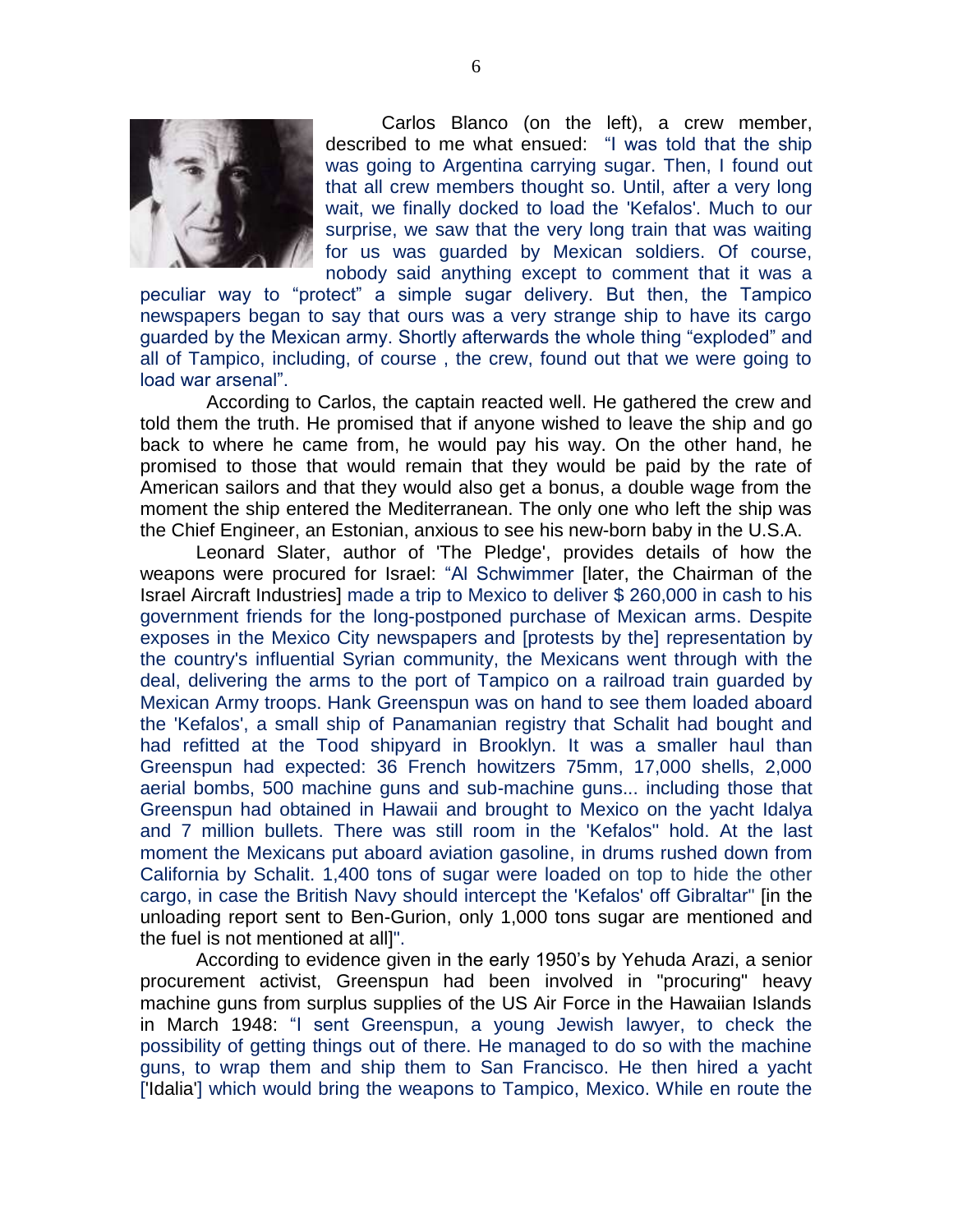Carlos Blanco (on the left), a crew member, described to me what ensued: "I was told that the ship was going to Argentina carrying sugar. Then, I found out that all crew members thought so. Until, after a very long wait, we finally docked to load the 'Kefalos'. Much to our surprise, we saw that the very long train that was waiting for us was guarded by Mexican soldiers. Of course, nobody said anything except to comment that it was a peculiar way to "protect" a simple sugar delivery. But then, the Tampico newspapers began to say that ours was a very strange ship to have its cargo guarded by the Mexican army. Shortly afterwards the whole thing "exploded" and all of Tampico, including, of course , the crew, found out that we were going to load war arsenal".

According to Carlos, the captain reacted well. He gathered the crew and told them the truth. He promised that if anyone wished to leave the ship and go back to where he came from, he would pay his way. On the other hand, he promised to those that would remain that they would be paid by the rate of American sailors and that they would also get a bonus, a double wage from the moment the ship entered the Mediterranean. The only one who left the ship was the Chief Engineer, an Estonian, anxious to see his new-born baby in the U.S.A.

Leonard Slater, author of 'The Pledge', provides details of how the weapons were procured for Israel: "Al Schwimmer [later, the Chairman of the Israel Aircraft Industries] made a trip to Mexico to deliver $ 260,000 in cash to his government friends for the long-postponed purchase of Mexican arms. Despite exposes in the Mexico City newspapers and [protests by the] representation by the country's influential Syrian community, the Mexicans went through with the deal, delivering the arms to the port of Tampico on a railroad train guarded by Mexican Army troops. Hank Greenspun was on hand to see them loaded aboard the 'Kefalos', a small ship of Panamanian registry that Schalit had bought and had refitted at the Tood shipyard in Brooklyn. It was a smaller haul than Greenspun had expected: 36 French howitzers 75mm, 17,000 shells, 2,000 aerial bombs, 500 machine guns and sub-machine guns... including those that Greenspun had obtained in Hawaii and brought to Mexico on the yacht Idalya and 7 million bullets. There was still room in the 'Kefalos'' hold. At the last moment the Mexicans put aboard aviation gasoline, in drums rushed down from California by Schalit. 1,400 tons of sugar were loaded on top to hide the other cargo, in case the British Navy should intercept the 'Kefalos' off Gibraltar" [in the unloading report sent to Ben-Gurion, only 1,000 tons sugar are mentioned and the fuel is not mentioned at all]".

According to evidence given in the early 1950's by Yehuda Arazi, a senior procurement activist, Greenspun had been involved in "procuring" heavy machine guns from surplus supplies of the US Air Force in the Hawaiian Islands in March 1948: "I sent Greenspun, a young Jewish lawyer, to check the possibility of getting things out of there. He managed to do so with the machine guns, to wrap them and ship them to San Francisco. He then hired a yacht ['Idalia'] which would bring the weapons to Tampico, Mexico. While en route the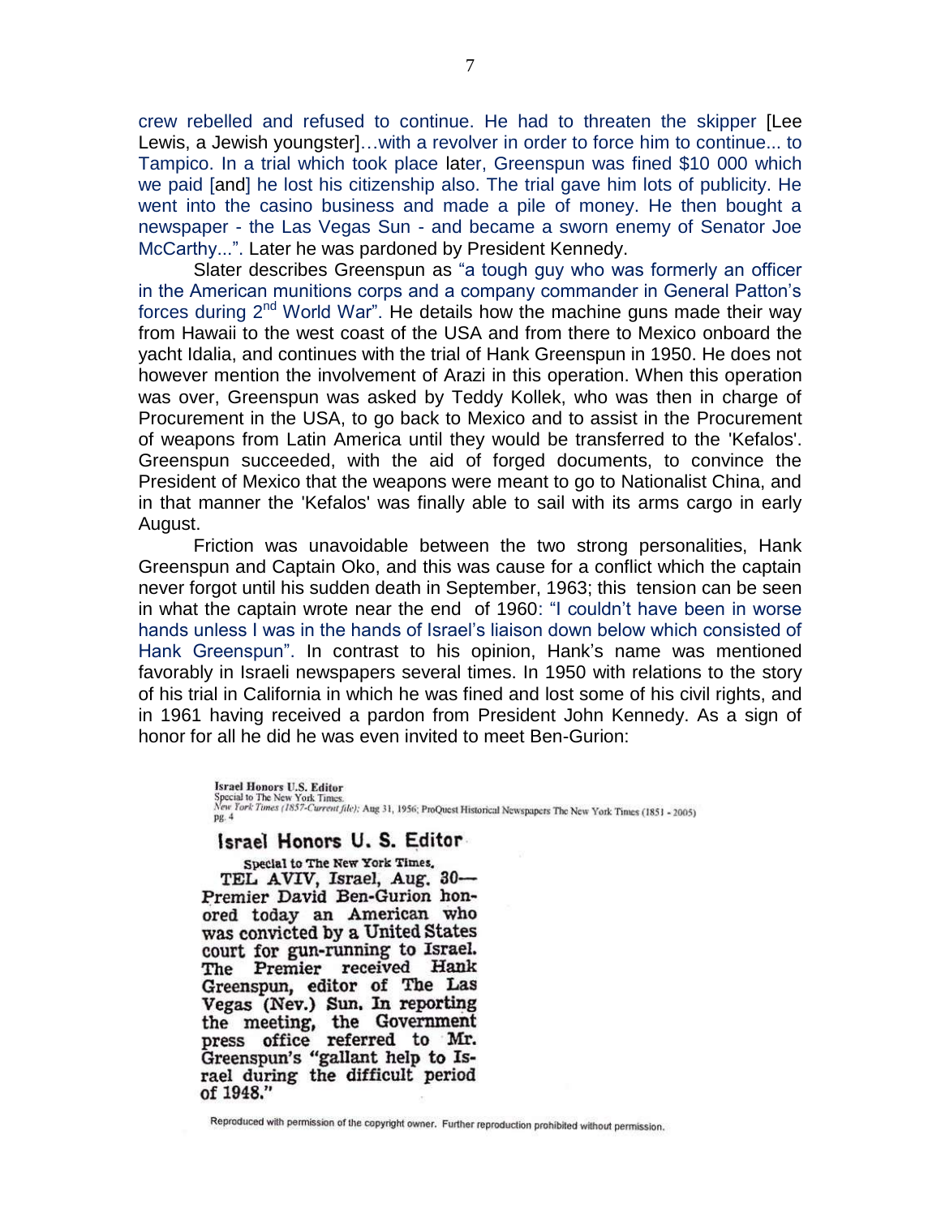crew rebelled and refused to continue. He had to threaten the skipper [Lee Lewis, a Jewish youngster]…with a revolver in order to force him to continue... to Tampico. In a trial which took place later, Greenspun was fined $10 000 which we paid [and] he lost his citizenship also. The trial gave him lots of publicity. He went into the casino business and made a pile of money. He then bought a newspaper - the Las Vegas Sun - and became a sworn enemy of Senator Joe McCarthy...". Later he was pardoned by President Kennedy.

Slater describes Greenspun as "a tough guy who was formerly an officer in the American munitions corps and a company commander in General Patton's forces during 2nd World War". He details how the machine guns made their way from Hawaii to the west coast of the USA and from there to Mexico onboard the yacht Idalia, and continues with the trial of Hank Greenspun in 1950. He does not however mention the involvement of Arazi in this operation. When this operation was over, Greenspun was asked by Teddy Kollek, who was then in charge of Procurement in the USA, to go back to Mexico and to assist in the Procurement of weapons from Latin America until they would be transferred to the 'Kefalos'. Greenspun succeeded, with the aid of forged documents, to convince the President of Mexico that the weapons were meant to go to Nationalist China, and in that manner the 'Kefalos' was finally able to sail with its arms cargo in early August.

Friction was unavoidable between the two strong personalities, Hank Greenspun and Captain Oko, and this was cause for a conflict which the captain never forgot until his sudden death in September, 1963; this tension can be seen in what the captain wrote near the end of 1960: "I couldn't have been in worse hands unless I was in the hands of Israel's liaison down below which consisted of Hank Greenspun". In contrast to his opinion, Hank's name was mentioned favorably in Israeli newspapers several times. In 1950 with relations to the story of his trial in California in which he was fined and lost some of his civil rights, and in 1961 having received a pardon from President John Kennedy. As a sign of honor for all he did he was even invited to meet Ben-Gurion:

**Israel Honors U.S. Editor**
Special to The New York Times.
*New York Times (1857-Current file)*; Aug 31, 1956; ProQuest Historical Newspapers The New York Times (1851 - 2005)
pg. 4

**Israel Honors U. S. Editor**

Special to The New York Times.

TEL AVIV, Israel, Aug. 30—Premier David Ben-Gurion honored today an American who was convicted by a United States court for gun-running to Israel. The Premier received Hank Greenspun, editor of The Las Vegas (Nev.) Sun. In reporting the meeting, the Government press office referred to Mr. Greenspun's "gallant help to Israel during the difficult period of 1948."

Reproduced with permission of the copyright owner. Further reproduction prohibited without permission.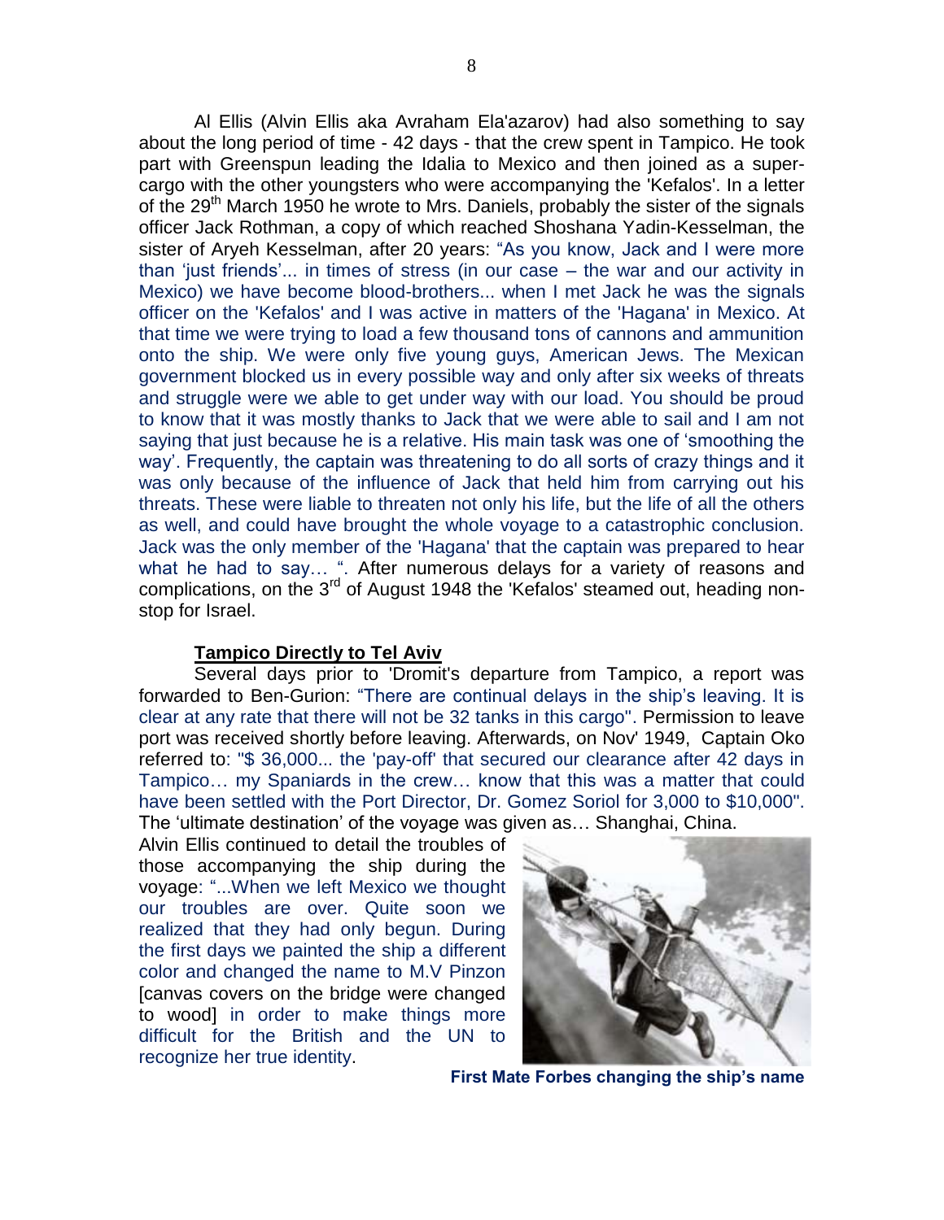Al Ellis (Alvin Ellis aka Avraham Ela'azarov) had also something to say about the long period of time - 42 days - that the crew spent in Tampico. He took part with Greenspun leading the Idalia to Mexico and then joined as a super-cargo with the other youngsters who were accompanying the 'Kefalos'. In a letter of the 29th March 1950 he wrote to Mrs. Daniels, probably the sister of the signals officer Jack Rothman, a copy of which reached Shoshana Yadin-Kesselman, the sister of Aryeh Kesselman, after 20 years: "As you know, Jack and I were more than 'just friends'... in times of stress (in our case – the war and our activity in Mexico) we have become blood-brothers... when I met Jack he was the signals officer on the 'Kefalos' and I was active in matters of the 'Hagana' in Mexico. At that time we were trying to load a few thousand tons of cannons and ammunition onto the ship. We were only five young guys, American Jews. The Mexican government blocked us in every possible way and only after six weeks of threats and struggle were we able to get under way with our load. You should be proud to know that it was mostly thanks to Jack that we were able to sail and I am not saying that just because he is a relative. His main task was one of 'smoothing the way'. Frequently, the captain was threatening to do all sorts of crazy things and it was only because of the influence of Jack that held him from carrying out his threats. These were liable to threaten not only his life, but the life of all the others as well, and could have brought the whole voyage to a catastrophic conclusion. Jack was the only member of the 'Hagana' that the captain was prepared to hear what he had to say… ". After numerous delays for a variety of reasons and complications, on the 3rd of August 1948 the 'Kefalos' steamed out, heading non-stop for Israel.

**Tampico Directly to Tel Aviv**

Several days prior to 'Dromit's departure from Tampico, a report was forwarded to Ben-Gurion: "There are continual delays in the ship's leaving. It is clear at any rate that there will not be 32 tanks in this cargo". Permission to leave port was received shortly before leaving. Afterwards, on Nov' 1949, Captain Oko referred to: "$ 36,000... the 'pay-off' that secured our clearance after 42 days in Tampico… my Spaniards in the crew… know that this was a matter that could have been settled with the Port Director, Dr. Gomez Soriol for 3,000 to $10,000". The 'ultimate destination' of the voyage was given as… Shanghai, China.

Alvin Ellis continued to detail the troubles of those accompanying the ship during the voyage: "...When we left Mexico we thought our troubles are over. Quite soon we realized that they had only begun. During the first days we painted the ship a different color and changed the name to M.V Pinzon [canvas covers on the bridge were changed to wood] in order to make things more difficult for the British and the UN to recognize her true identity.

**First Mate Forbes changing the ship's name**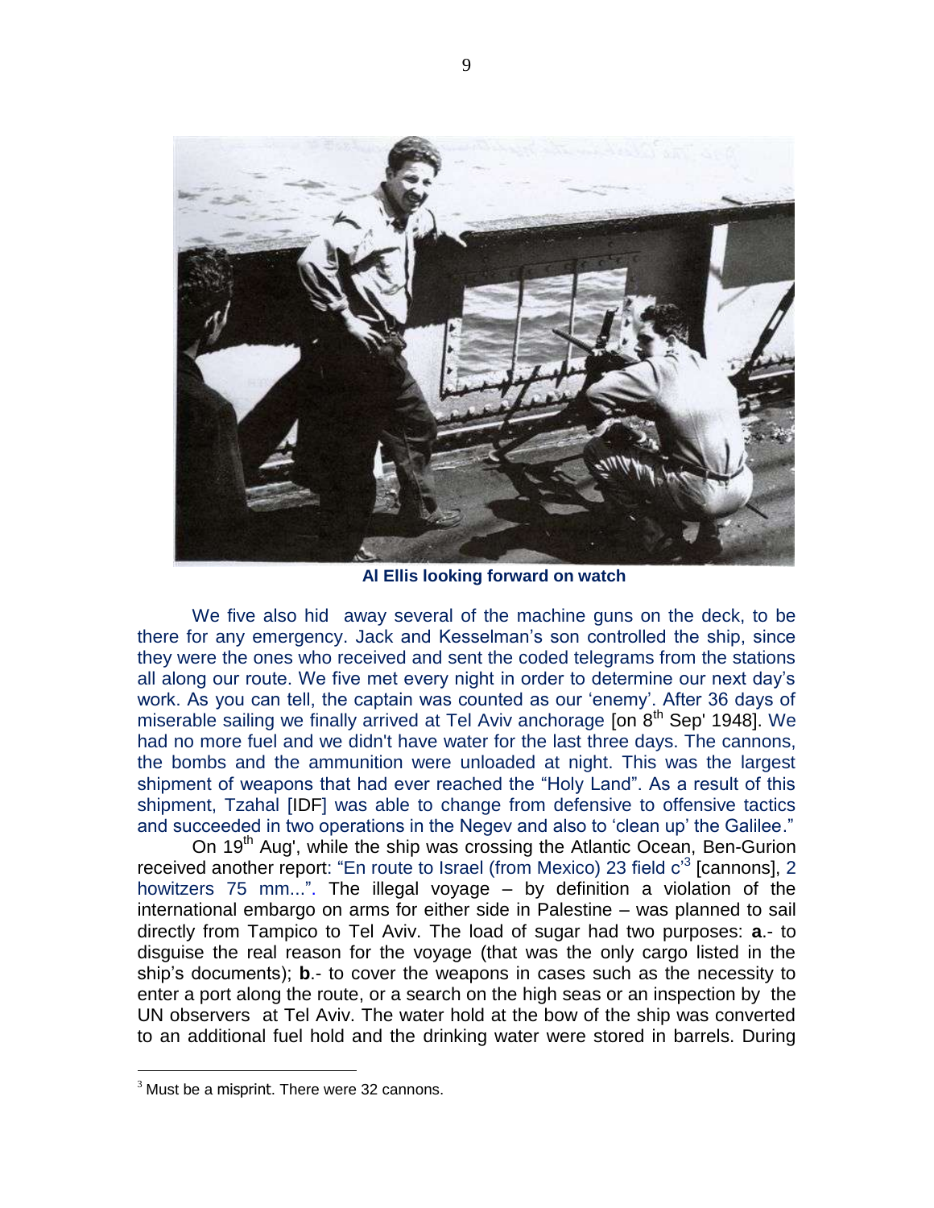**Al Ellis looking forward on watch**

We five also hid away several of the machine guns on the deck, to be there for any emergency. Jack and Kesselman's son controlled the ship, since they were the ones who received and sent the coded telegrams from the stations all along our route. We five met every night in order to determine our next day's work. As you can tell, the captain was counted as our 'enemy'. After 36 days of miserable sailing we finally arrived at Tel Aviv anchorage [on 8th Sep' 1948]. We had no more fuel and we didn't have water for the last three days. The cannons, the bombs and the ammunition were unloaded at night. This was the largest shipment of weapons that had ever reached the "Holy Land". As a result of this shipment, Tzahal [IDF] was able to change from defensive to offensive tactics and succeeded in two operations in the Negev and also to 'clean up' the Galilee."

On 19th Aug', while the ship was crossing the Atlantic Ocean, Ben-Gurion received another report: "En route to Israel (from Mexico) 23 field c'[3] [cannons], 2 howitzers 75 mm...". The illegal voyage – by definition a violation of the international embargo on arms for either side in Palestine – was planned to sail directly from Tampico to Tel Aviv. The load of sugar had two purposes: **a**.- to disguise the real reason for the voyage (that was the only cargo listed in the ship's documents); **b**.- to cover the weapons in cases such as the necessity to enter a port along the route, or a search on the high seas or an inspection by the UN observers at Tel Aviv. The water hold at the bow of the ship was converted to an additional fuel hold and the drinking water were stored in barrels. During

---

[3] Must be a misprint. There were 32 cannons.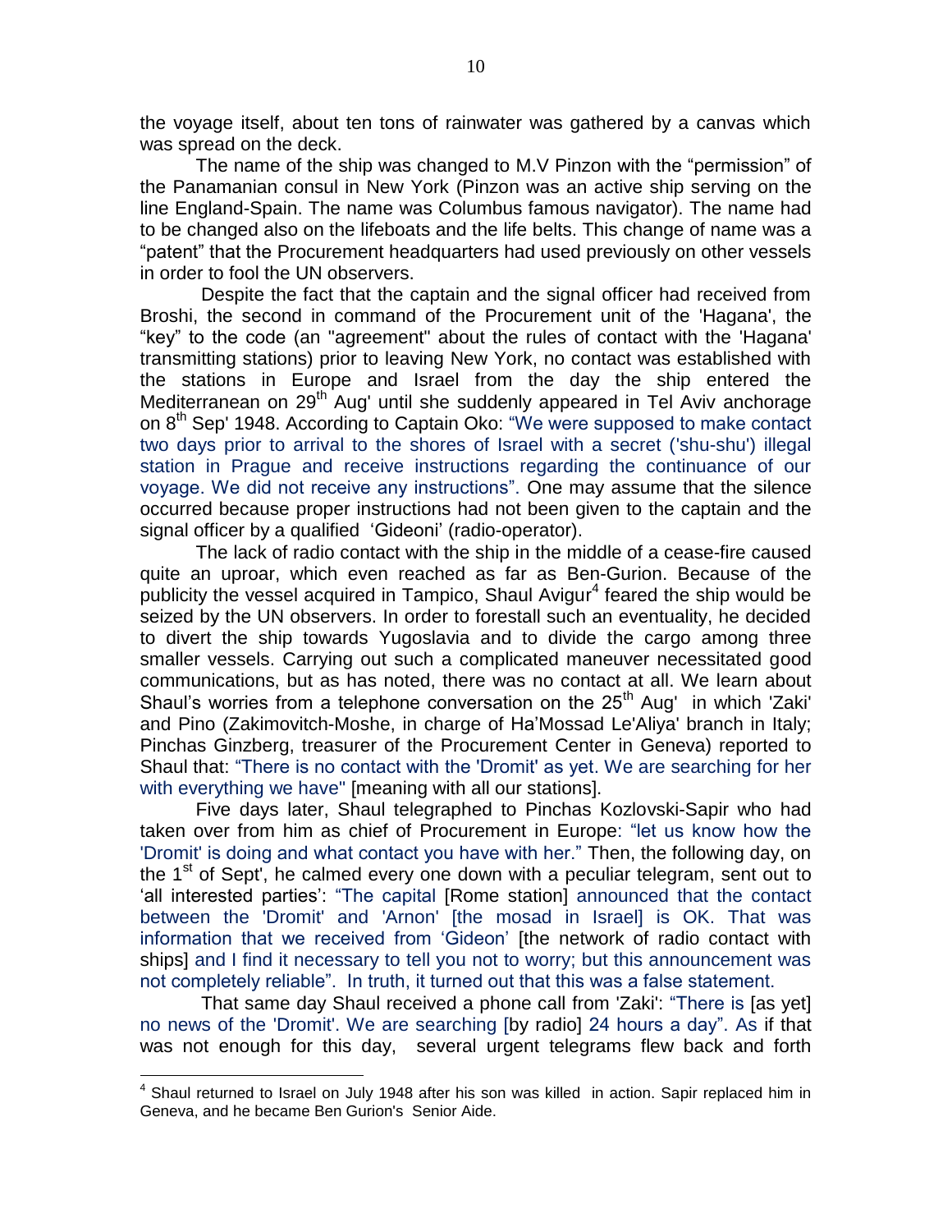the voyage itself, about ten tons of rainwater was gathered by a canvas which was spread on the deck.

The name of the ship was changed to M.V Pinzon with the "permission" of the Panamanian consul in New York (Pinzon was an active ship serving on the line England-Spain. The name was Columbus famous navigator). The name had to be changed also on the lifeboats and the life belts. This change of name was a "patent" that the Procurement headquarters had used previously on other vessels in order to fool the UN observers.

Despite the fact that the captain and the signal officer had received from Broshi, the second in command of the Procurement unit of the 'Hagana', the "key" to the code (an "agreement" about the rules of contact with the 'Hagana' transmitting stations) prior to leaving New York, no contact was established with the stations in Europe and Israel from the day the ship entered the Mediterranean on 29th Aug' until she suddenly appeared in Tel Aviv anchorage on 8th Sep' 1948. According to Captain Oko: "We were supposed to make contact two days prior to arrival to the shores of Israel with a secret ('shu-shu') illegal station in Prague and receive instructions regarding the continuance of our voyage. We did not receive any instructions". One may assume that the silence occurred because proper instructions had not been given to the captain and the signal officer by a qualified 'Gideoni' (radio-operator).

The lack of radio contact with the ship in the middle of a cease-fire caused quite an uproar, which even reached as far as Ben-Gurion. Because of the publicity the vessel acquired in Tampico, Shaul Avigur[4] feared the ship would be seized by the UN observers. In order to forestall such an eventuality, he decided to divert the ship towards Yugoslavia and to divide the cargo among three smaller vessels. Carrying out such a complicated maneuver necessitated good communications, but as has noted, there was no contact at all. We learn about Shaul's worries from a telephone conversation on the 25th Aug' in which 'Zaki' and Pino (Zakimovitch-Moshe, in charge of Ha'Mossad Le'Aliya' branch in Italy; Pinchas Ginzberg, treasurer of the Procurement Center in Geneva) reported to Shaul that: "There is no contact with the 'Dromit' as yet. We are searching for her with everything we have" [meaning with all our stations].

Five days later, Shaul telegraphed to Pinchas Kozlovski-Sapir who had taken over from him as chief of Procurement in Europe: "let us know how the 'Dromit' is doing and what contact you have with her." Then, the following day, on the 1st of Sept', he calmed every one down with a peculiar telegram, sent out to 'all interested parties': "The capital [Rome station] announced that the contact between the 'Dromit' and 'Arnon' [the mosad in Israel] is OK. That was information that we received from 'Gideon' [the network of radio contact with ships] and I find it necessary to tell you not to worry; but this announcement was not completely reliable". In truth, it turned out that this was a false statement.

That same day Shaul received a phone call from 'Zaki': "There is [as yet] no news of the 'Dromit'. We are searching [by radio] 24 hours a day". As if that was not enough for this day, several urgent telegrams flew back and forth

[4] Shaul returned to Israel on July 1948 after his son was killed in action. Sapir replaced him in Geneva, and he became Ben Gurion's Senior Aide.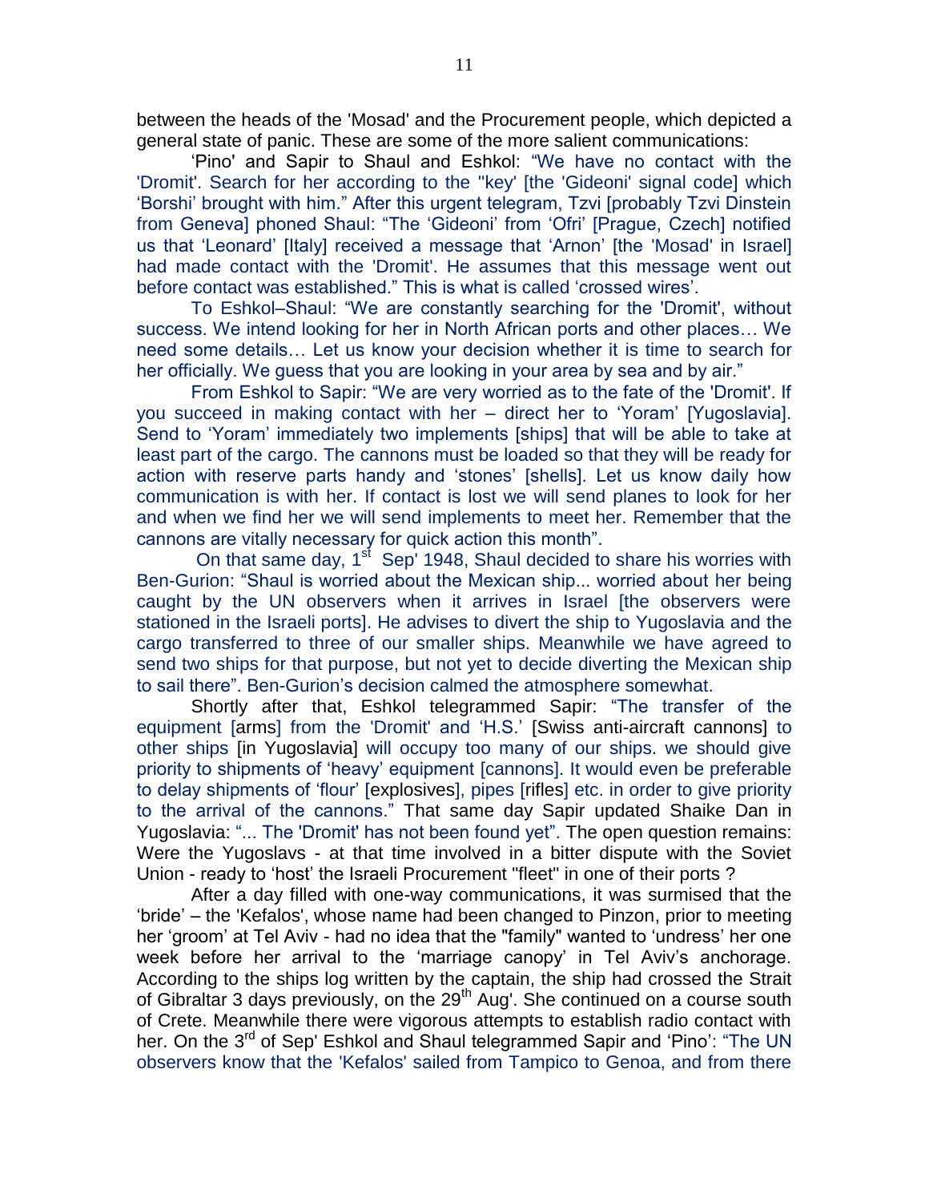between the heads of the 'Mosad' and the Procurement people, which depicted a general state of panic. These are some of the more salient communications:

'Pino' and Sapir to Shaul and Eshkol: "We have no contact with the 'Dromit'. Search for her according to the "key' [the 'Gideoni' signal code] which 'Borshi' brought with him." After this urgent telegram, Tzvi [probably Tzvi Dinstein from Geneva] phoned Shaul: "The 'Gideoni' from 'Ofri' [Prague, Czech] notified us that 'Leonard' [Italy] received a message that 'Arnon' [the 'Mosad' in Israel] had made contact with the 'Dromit'. He assumes that this message went out before contact was established." This is what is called 'crossed wires'.

To Eshkol–Shaul: "We are constantly searching for the 'Dromit', without success. We intend looking for her in North African ports and other places… We need some details… Let us know your decision whether it is time to search for her officially. We guess that you are looking in your area by sea and by air."

From Eshkol to Sapir: "We are very worried as to the fate of the 'Dromit'. If you succeed in making contact with her – direct her to 'Yoram' [Yugoslavia]. Send to 'Yoram' immediately two implements [ships] that will be able to take at least part of the cargo. The cannons must be loaded so that they will be ready for action with reserve parts handy and 'stones' [shells]. Let us know daily how communication is with her. If contact is lost we will send planes to look for her and when we find her we will send implements to meet her. Remember that the cannons are vitally necessary for quick action this month".

On that same day, 1st Sep' 1948, Shaul decided to share his worries with Ben-Gurion: "Shaul is worried about the Mexican ship... worried about her being caught by the UN observers when it arrives in Israel [the observers were stationed in the Israeli ports]. He advises to divert the ship to Yugoslavia and the cargo transferred to three of our smaller ships. Meanwhile we have agreed to send two ships for that purpose, but not yet to decide diverting the Mexican ship to sail there". Ben-Gurion's decision calmed the atmosphere somewhat.

Shortly after that, Eshkol telegrammed Sapir: "The transfer of the equipment [arms] from the 'Dromit' and 'H.S.' [Swiss anti-aircraft cannons] to other ships [in Yugoslavia] will occupy too many of our ships. we should give priority to shipments of 'heavy' equipment [cannons]. It would even be preferable to delay shipments of 'flour' [explosives], pipes [rifles] etc. in order to give priority to the arrival of the cannons." That same day Sapir updated Shaike Dan in Yugoslavia: "... The 'Dromit' has not been found yet". The open question remains: Were the Yugoslavs - at that time involved in a bitter dispute with the Soviet Union - ready to 'host' the Israeli Procurement "fleet" in one of their ports ?

After a day filled with one-way communications, it was surmised that the 'bride' – the 'Kefalos', whose name had been changed to Pinzon, prior to meeting her 'groom' at Tel Aviv - had no idea that the "family" wanted to 'undress' her one week before her arrival to the 'marriage canopy' in Tel Aviv's anchorage. According to the ships log written by the captain, the ship had crossed the Strait of Gibraltar 3 days previously, on the 29th Aug'. She continued on a course south of Crete. Meanwhile there were vigorous attempts to establish radio contact with her. On the 3rd of Sep' Eshkol and Shaul telegrammed Sapir and 'Pino': "The UN observers know that the 'Kefalos' sailed from Tampico to Genoa, and from there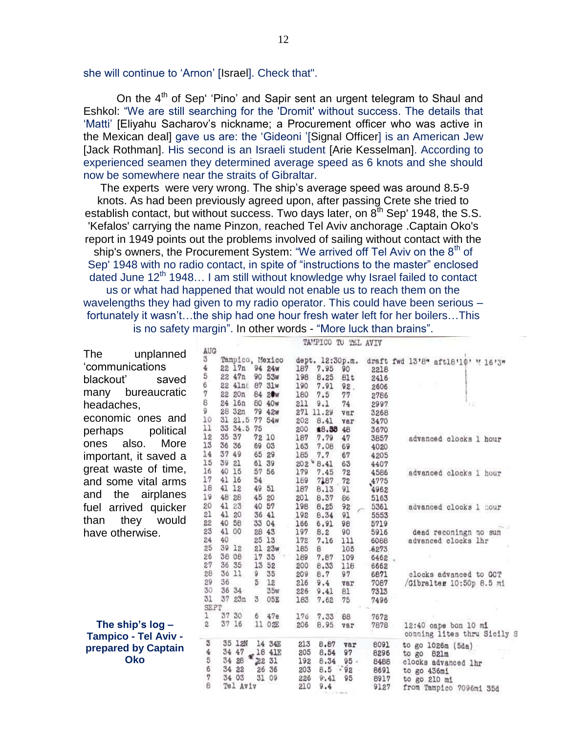she will continue to 'Arnon' [Israel]. Check that".

On the 4th of Sep' 'Pino' and Sapir sent an urgent telegram to Shaul and Eshkol: "We are still searching for the 'Dromit' without success. The details that 'Matti' [Eliyahu Sacharov's nickname; a Procurement officer who was active in the Mexican deal] gave us are: the 'Gideoni '[Signal Officer] is an American Jew [Jack Rothman]. His second is an Israeli student [Arie Kesselman]. According to experienced seamen they determined average speed as 6 knots and she should now be somewhere near the straits of Gibraltar.

The experts were very wrong. The ship's average speed was around 8.5-9 knots. As had been previously agreed upon, after passing Crete she tried to establish contact, but without success. Two days later, on 8th Sep' 1948, the S.S. 'Kefalos' carrying the name Pinzon, reached Tel Aviv anchorage .Captain Oko's report in 1949 points out the problems involved of sailing without contact with the ship's owners, the Procurement System: "We arrived off Tel Aviv on the 8th of Sep' 1948 with no radio contact, in spite of "instructions to the master" enclosed dated June 12th 1948… I am still without knowledge why Israel failed to contact us or what had happened that would not enable us to reach them on the wavelengths they had given to my radio operator. This could have been serious – fortunately it wasn't…the ship had one hour fresh water left for her boilers…This is no safety margin". In other words - "More luck than brains".

The unplanned 'communications blackout' saved many bureaucratic headaches, economic ones and perhaps political ones also. More important, it saved a great waste of time, and some vital arms and the airplanes fuel arrived quicker than they would have otherwise.

TAMPICO TO TEL AVIV

| Date | Lat | Long | Miles | Speed | Course | Total | Remarks |
|---|---|---|---|---|---|---|---|
| AUG | | | | | | | |
| 3 | Tampico, Mexico | | dept. 12:30p.m. | | | | draft fwd 13'8" aft18'10" " 16'3" |
| 4 | 22 17n | 94 24w | 187 | 7.95 | 90 | 2218 | |
| 5 | 22 47n | 90 53w | 198 | 8.25 | 81t | 2416 | |
| 6 | 22 41n | 87 31w | 190 | 7.91 | 92 | 2606 | |
| 7 | 22 20n | 84 20w | 180 | 7.5 | 77 | 2786 | |
| 8 | 24 16n | 80 40w | 211 | 9.1 | 74 | 2997 | |
| 9 | 28 32n | 79 42w | 271 | 11.29 | var | 3268 | |
| 10 | 31 21.5 | 77 54w | 202 | 8.41 | var | 3470 | |
| 11 | 33 34.5 | 75 | 200 | 8.33 | 48 | 3670 | |
| 12 | 35 37 | 72 10 | 187 | 7.79 | 47 | 3857 | advanced clocks 1 hour |
| 13 | 36 36 | 69 03 | 163 | 7.08 | 69 | 4020 | |
| 14 | 37 49 | 65 29 | 185 | 7.7 | 67 | 4205 | |
| 15 | 39 21 | 61 39 | 202 | 8.41 | 63 | 4407 | |
| 16 | 40 15 | 57 56 | 179 | 7.45 | 72 | 4586 | advanced clocks 1 hour |
| 17 | 41 16 | 54 | 189 | 7.87 | 72 | 4775 | |
| 18 | 41 12 | 49 51 | 187 | 8.13 | 91 | 4962 | |
| 19 | 48 28 | 45 20 | 201 | 8.37 | 86 | 5163 | |
| 20 | 41 23 | 40 57 | 198 | 8.25 | 92 | 5361 | advanced clocks 1 hour |
| 21 | 41 20 | 36 41 | 192 | 8.34 | 91 | 5553 | |
| 22 | 40 58 | 33 04 | 166 | 6.91 | 98 | 5719 | |
| 23 | 41 00 | 28 43 | 197 | 8.2 | 90 | 5916 | dead reconingn no sun |
| 24 | 40 | 25 13 | 172 | 7.16 | 111 | 6088 | advanced clocks 1hr |
| 25 | 39 12 | 21 23w | 185 | 8 | 105 | 6273 | |
| 26 | 38 08 | 17 35 | 189 | 7.87 | 109 | 6462 | |
| 27 | 36 35 | 13 52 | 200 | 8.33 | 118 | 6662 | |
| 28 | 36 11 | 9 35 | 209 | 8.7 | 97 | 6871 | clocks advanced to GCT |
| 29 | 36 | 5 12 | 216 | 9.4 | var | 7087 | /Gibralter 10:50p 8.5 mi |
| 30 | 36 34 | 35w | 226 | 9.41 | 81 | 7313 | |
| 31 | 37 23n | 3 05E | 183 | 7.62 | 75 | 7496 | |
| SEPT | | | | | | | |
| 1 | 37 30 | 6 47e | 176 | 7.33 | 88 | 7672 | |
| 2 | 37 16 | 11 02E | 206 | 8.95 | var | 7878 | 12:40 cape bon 10 mi conning lites thru Sicily S |
| 3 | 35 12N | 14 34E | 213 | 8.87 | var | 8091 | to go 1026m (5da) |
| 4 | 34 47 | 18 41E | 205 | 8.54 | 97 | 8296 | to go 821m |
| 5 | 34 28 | 22 31 | 192 | 8.34 | 95 | 8488 | clocks advanced 1hr |
| 6 | 34 22 | 26 36 | 203 | 8.5 | 92 | 8691 | to go 436mi |
| 7 | 34 03 | 31 09 | 226 | 9.41 | 95 | 8917 | to go 210 mi |
| 8 | Tel Aviv | | 210 | 9.4 | | 9127 | from Tampico 7096mi 35d |

**The ship's log – Tampico - Tel Aviv - prepared by Captain Oko**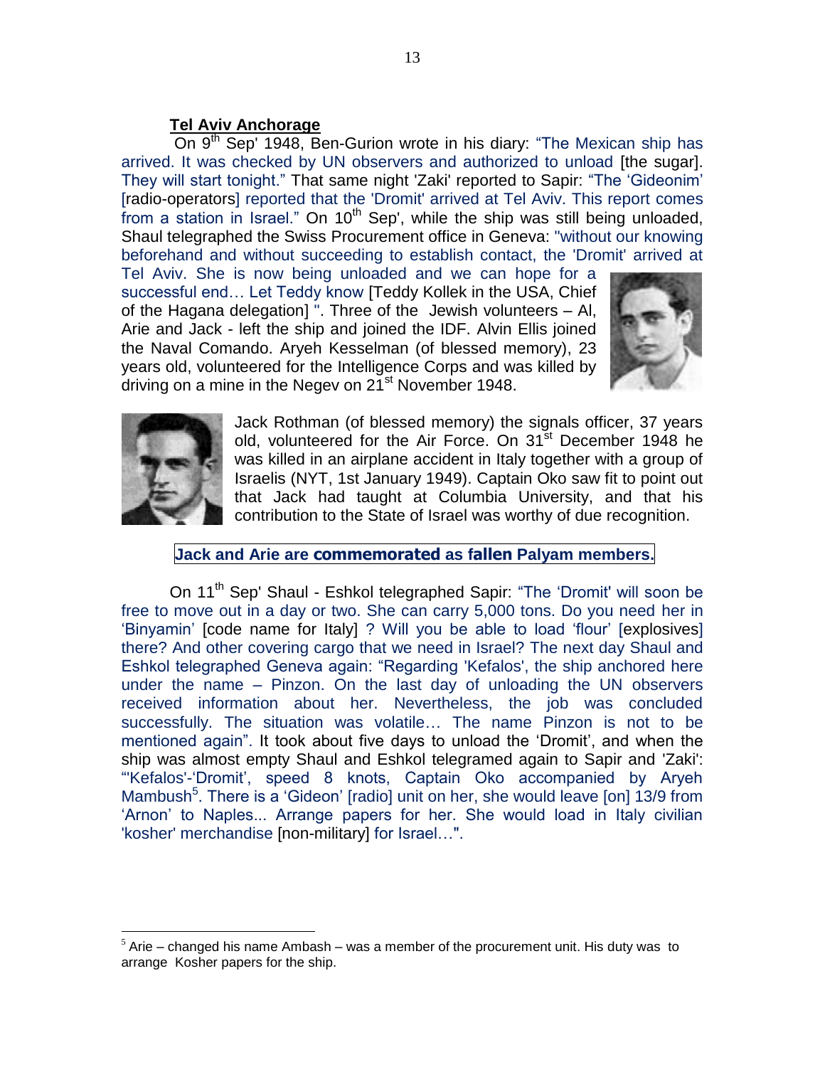**Tel Aviv Anchorage**

On 9th Sep' 1948, Ben-Gurion wrote in his diary: "The Mexican ship has arrived. It was checked by UN observers and authorized to unload [the sugar]. They will start tonight." That same night 'Zaki' reported to Sapir: "The 'Gideonim' [radio-operators] reported that the 'Dromit' arrived at Tel Aviv. This report comes from a station in Israel." On 10th Sep', while the ship was still being unloaded, Shaul telegraphed the Swiss Procurement office in Geneva: "without our knowing beforehand and without succeeding to establish contact, the 'Dromit' arrived at Tel Aviv. She is now being unloaded and we can hope for a successful end… Let Teddy know [Teddy Kollek in the USA, Chief of the Hagana delegation] ". Three of the Jewish volunteers – Al, Arie and Jack - left the ship and joined the IDF. Alvin Ellis joined the Naval Comando. Aryeh Kesselman (of blessed memory), 23 years old, volunteered for the Intelligence Corps and was killed by driving on a mine in the Negev on 21st November 1948.

Jack Rothman (of blessed memory) the signals officer, 37 years old, volunteered for the Air Force. On 31st December 1948 he was killed in an airplane accident in Italy together with a group of Israelis (NYT, 1st January 1949). Captain Oko saw fit to point out that Jack had taught at Columbia University, and that his contribution to the State of Israel was worthy of due recognition.

**Jack and Arie are commemorated as fallen Palyam members.**

On 11th Sep' Shaul - Eshkol telegraphed Sapir: "The 'Dromit' will soon be free to move out in a day or two. She can carry 5,000 tons. Do you need her in 'Binyamin' [code name for Italy] ? Will you be able to load 'flour' [explosives] there? And other covering cargo that we need in Israel? The next day Shaul and Eshkol telegraphed Geneva again: "Regarding 'Kefalos', the ship anchored here under the name – Pinzon. On the last day of unloading the UN observers received information about her. Nevertheless, the job was concluded successfully. The situation was volatile… The name Pinzon is not to be mentioned again". It took about five days to unload the 'Dromit', and when the ship was almost empty Shaul and Eshkol telegramed again to Sapir and 'Zaki': "'Kefalos'-'Dromit', speed 8 knots, Captain Oko accompanied by Aryeh Mambush[5]. There is a 'Gideon' [radio] unit on her, she would leave [on] 13/9 from 'Arnon' to Naples... Arrange papers for her. She would load in Italy civilian 'kosher' merchandise [non-military] for Israel…".

[5] Arie – changed his name Ambash – was a member of the procurement unit. His duty was to arrange Kosher papers for the ship.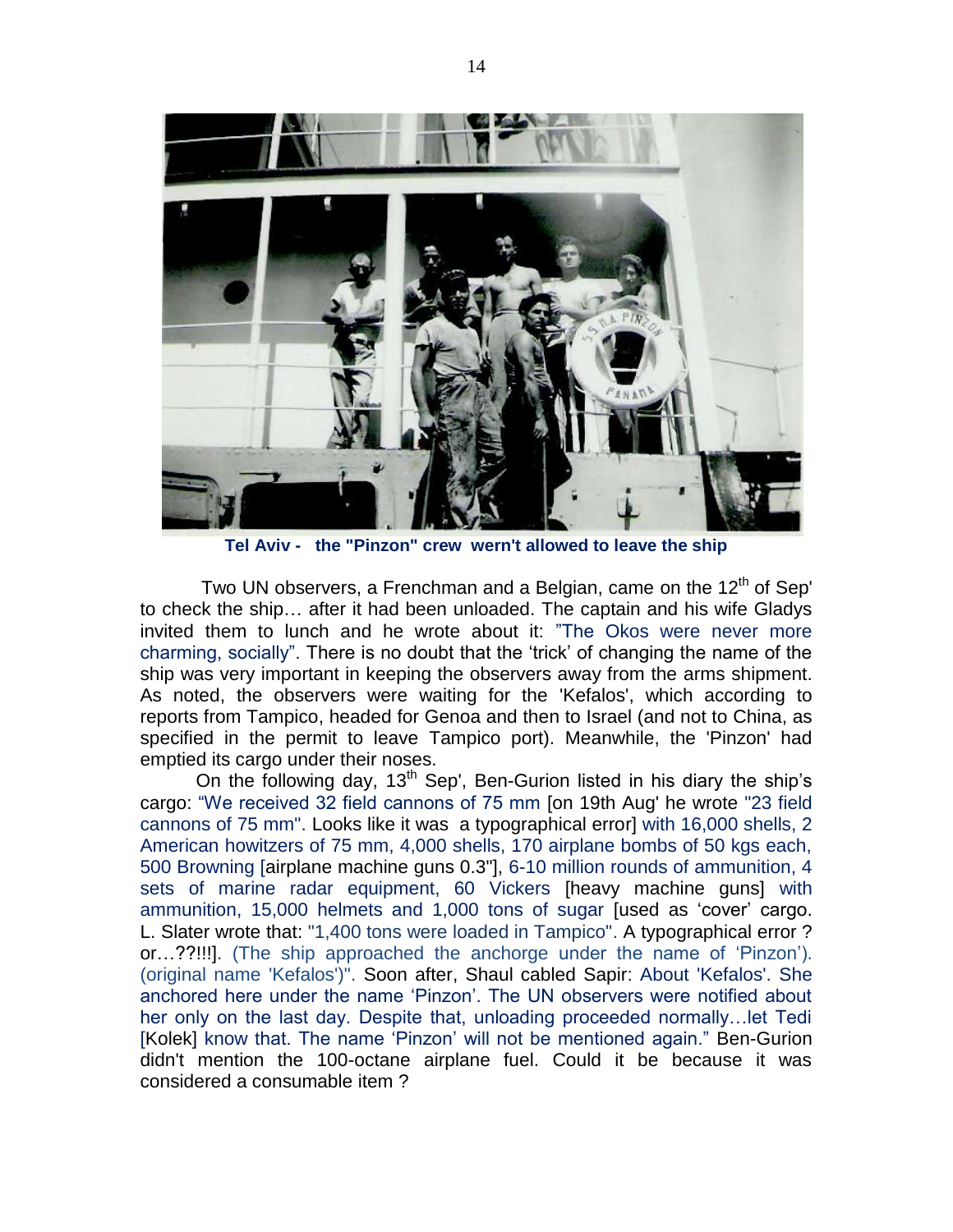**Tel Aviv - the "Pinzon" crew wern't allowed to leave the ship**

Two UN observers, a Frenchman and a Belgian, came on the 12th of Sep' to check the ship… after it had been unloaded. The captain and his wife Gladys invited them to lunch and he wrote about it: "The Okos were never more charming, socially". There is no doubt that the 'trick' of changing the name of the ship was very important in keeping the observers away from the arms shipment. As noted, the observers were waiting for the 'Kefalos', which according to reports from Tampico, headed for Genoa and then to Israel (and not to China, as specified in the permit to leave Tampico port). Meanwhile, the 'Pinzon' had emptied its cargo under their noses.

On the following day, 13th Sep', Ben-Gurion listed in his diary the ship's cargo: "We received 32 field cannons of 75 mm [on 19th Aug' he wrote "23 field cannons of 75 mm". Looks like it was a typographical error] with 16,000 shells, 2 American howitzers of 75 mm, 4,000 shells, 170 airplane bombs of 50 kgs each, 500 Browning [airplane machine guns 0.3"], 6-10 million rounds of ammunition, 4 sets of marine radar equipment, 60 Vickers [heavy machine guns] with ammunition, 15,000 helmets and 1,000 tons of sugar [used as 'cover' cargo. L. Slater wrote that: "1,400 tons were loaded in Tampico". A typographical error ? or…??!!!]. (The ship approached the anchorge under the name of 'Pinzon'). (original name 'Kefalos')". Soon after, Shaul cabled Sapir: About 'Kefalos'. She anchored here under the name 'Pinzon'. The UN observers were notified about her only on the last day. Despite that, unloading proceeded normally…let Tedi [Kolek] know that. The name 'Pinzon' will not be mentioned again." Ben-Gurion didn't mention the 100-octane airplane fuel. Could it be because it was considered a consumable item ?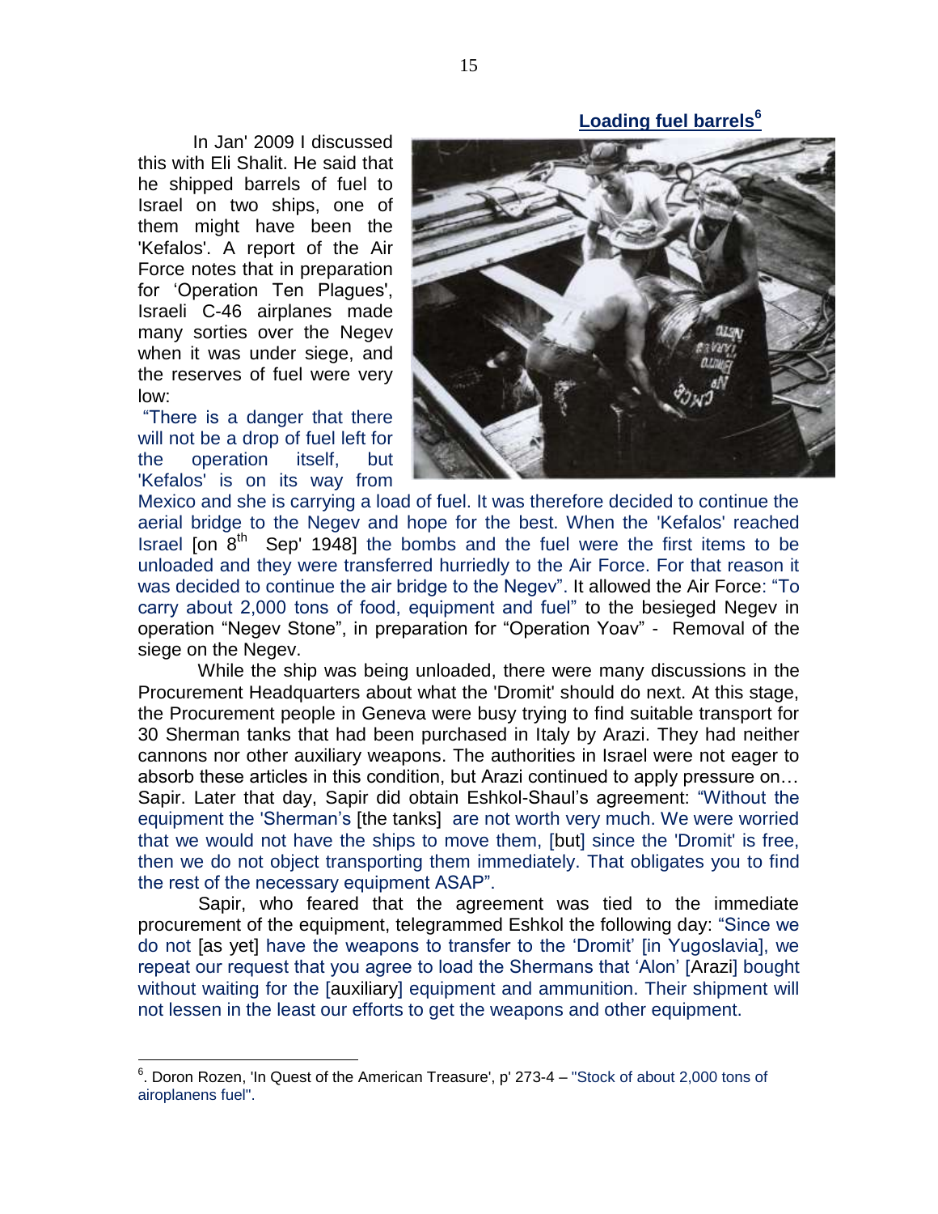**Loading fuel barrels[6]**

In Jan' 2009 I discussed this with Eli Shalit. He said that he shipped barrels of fuel to Israel on two ships, one of them might have been the 'Kefalos'. A report of the Air Force notes that in preparation for 'Operation Ten Plagues', Israeli C-46 airplanes made many sorties over the Negev when it was under siege, and the reserves of fuel were very low:

"There is a danger that there will not be a drop of fuel left for the operation itself, but 'Kefalos' is on its way from Mexico and she is carrying a load of fuel. It was therefore decided to continue the aerial bridge to the Negev and hope for the best. When the 'Kefalos' reached Israel [on 8th Sep' 1948] the bombs and the fuel were the first items to be unloaded and they were transferred hurriedly to the Air Force. For that reason it was decided to continue the air bridge to the Negev". It allowed the Air Force: "To carry about 2,000 tons of food, equipment and fuel" to the besieged Negev in operation "Negev Stone", in preparation for "Operation Yoav" - Removal of the siege on the Negev.

While the ship was being unloaded, there were many discussions in the Procurement Headquarters about what the 'Dromit' should do next. At this stage, the Procurement people in Geneva were busy trying to find suitable transport for 30 Sherman tanks that had been purchased in Italy by Arazi. They had neither cannons nor other auxiliary weapons. The authorities in Israel were not eager to absorb these articles in this condition, but Arazi continued to apply pressure on… Sapir. Later that day, Sapir did obtain Eshkol-Shaul's agreement: "Without the equipment the 'Sherman's [the tanks] are not worth very much. We were worried that we would not have the ships to move them, [but] since the 'Dromit' is free, then we do not object transporting them immediately. That obligates you to find the rest of the necessary equipment ASAP".

Sapir, who feared that the agreement was tied to the immediate procurement of the equipment, telegrammed Eshkol the following day: "Since we do not [as yet] have the weapons to transfer to the 'Dromit' [in Yugoslavia], we repeat our request that you agree to load the Shermans that 'Alon' [Arazi] bought without waiting for the [auxiliary] equipment and ammunition. Their shipment will not lessen in the least our efforts to get the weapons and other equipment.

---

[6]. Doron Rozen, 'In Quest of the American Treasure', p' 273-4 – "Stock of about 2,000 tons of airoplanens fuel".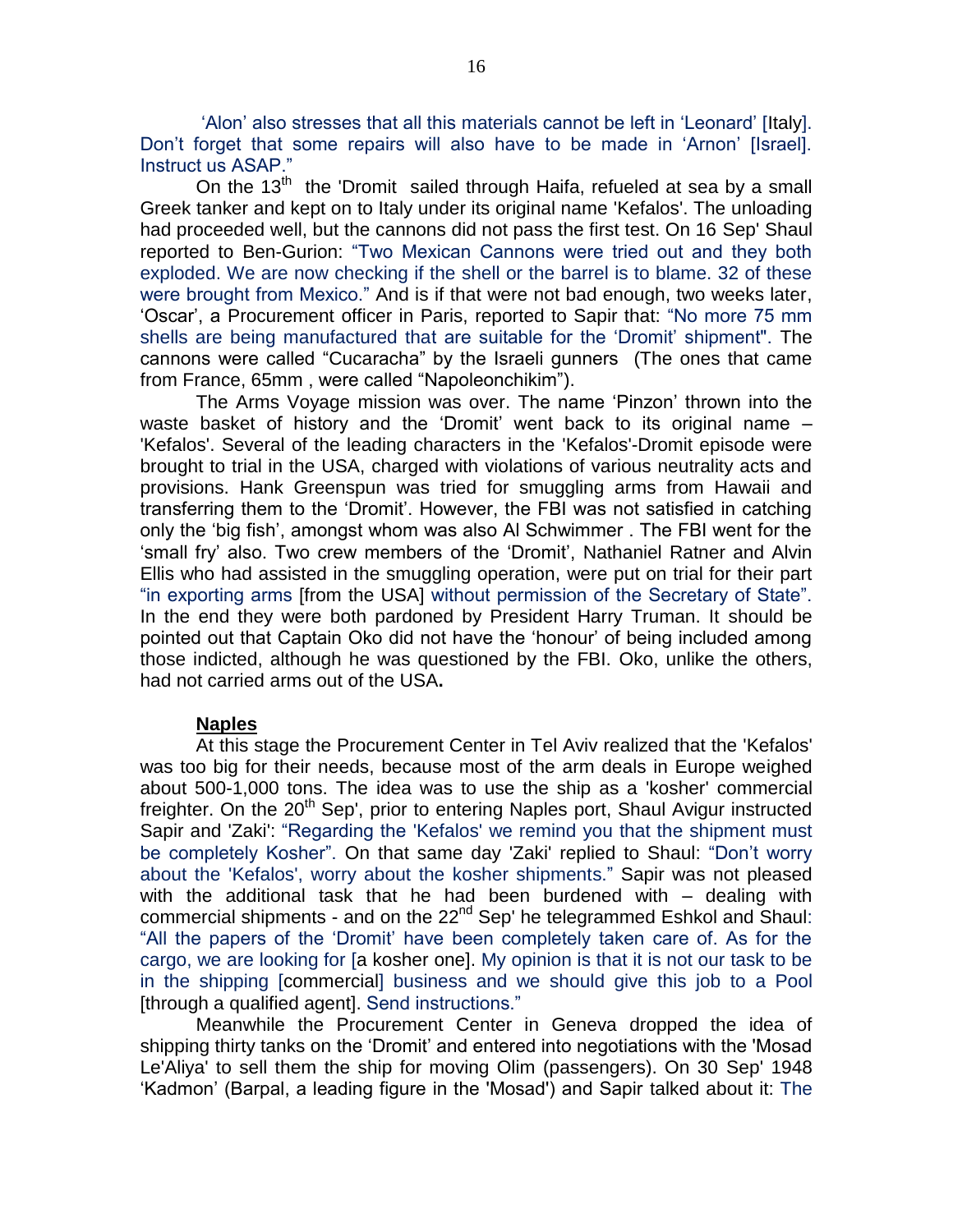'Alon' also stresses that all this materials cannot be left in 'Leonard' [Italy]. Don't forget that some repairs will also have to be made in 'Arnon' [Israel]. Instruct us ASAP."

On the 13th the 'Dromit sailed through Haifa, refueled at sea by a small Greek tanker and kept on to Italy under its original name 'Kefalos'. The unloading had proceeded well, but the cannons did not pass the first test. On 16 Sep' Shaul reported to Ben-Gurion: "Two Mexican Cannons were tried out and they both exploded. We are now checking if the shell or the barrel is to blame. 32 of these were brought from Mexico." And is if that were not bad enough, two weeks later, 'Oscar', a Procurement officer in Paris, reported to Sapir that: "No more 75 mm shells are being manufactured that are suitable for the 'Dromit' shipment". The cannons were called "Cucaracha" by the Israeli gunners (The ones that came from France, 65mm , were called "Napoleonchikim").

The Arms Voyage mission was over. The name 'Pinzon' thrown into the waste basket of history and the 'Dromit' went back to its original name – 'Kefalos'. Several of the leading characters in the 'Kefalos'-Dromit episode were brought to trial in the USA, charged with violations of various neutrality acts and provisions. Hank Greenspun was tried for smuggling arms from Hawaii and transferring them to the 'Dromit'. However, the FBI was not satisfied in catching only the 'big fish', amongst whom was also Al Schwimmer . The FBI went for the 'small fry' also. Two crew members of the 'Dromit', Nathaniel Ratner and Alvin Ellis who had assisted in the smuggling operation, were put on trial for their part "in exporting arms [from the USA] without permission of the Secretary of State". In the end they were both pardoned by President Harry Truman. It should be pointed out that Captain Oko did not have the 'honour' of being included among those indicted, although he was questioned by the FBI. Oko, unlike the others, had not carried arms out of the USA**.**

**Naples**

At this stage the Procurement Center in Tel Aviv realized that the 'Kefalos' was too big for their needs, because most of the arm deals in Europe weighed about 500-1,000 tons. The idea was to use the ship as a 'kosher' commercial freighter. On the 20th Sep', prior to entering Naples port, Shaul Avigur instructed Sapir and 'Zaki': "Regarding the 'Kefalos' we remind you that the shipment must be completely Kosher". On that same day 'Zaki' replied to Shaul: "Don't worry about the 'Kefalos', worry about the kosher shipments." Sapir was not pleased with the additional task that he had been burdened with – dealing with commercial shipments - and on the 22nd Sep' he telegrammed Eshkol and Shaul: "All the papers of the 'Dromit' have been completely taken care of. As for the cargo, we are looking for [a kosher one]. My opinion is that it is not our task to be in the shipping [commercial] business and we should give this job to a Pool [through a qualified agent]. Send instructions."

Meanwhile the Procurement Center in Geneva dropped the idea of shipping thirty tanks on the 'Dromit' and entered into negotiations with the 'Mosad Le'Aliya' to sell them the ship for moving Olim (passengers). On 30 Sep' 1948 'Kadmon' (Barpal, a leading figure in the 'Mosad') and Sapir talked about it: The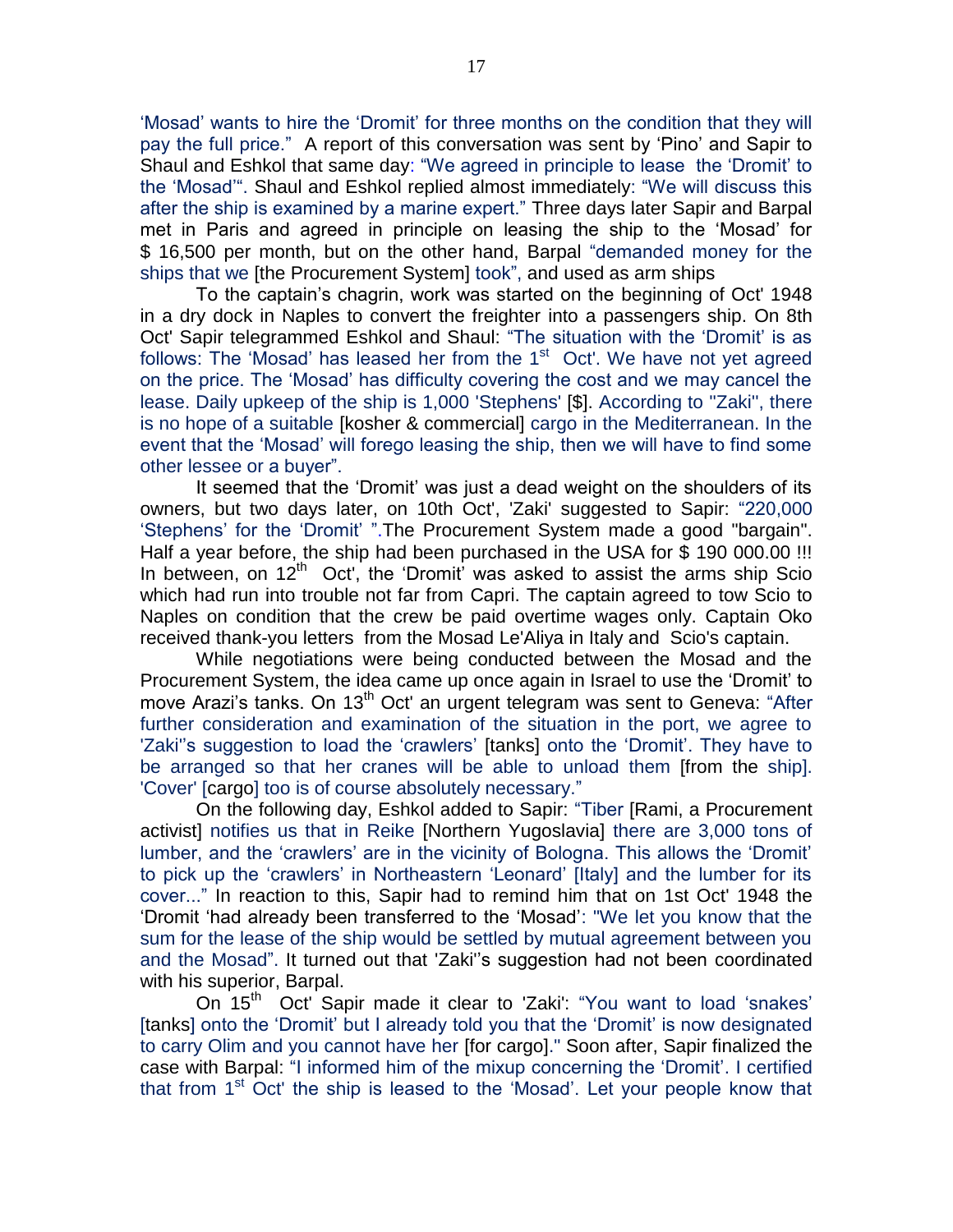'Mosad' wants to hire the 'Dromit' for three months on the condition that they will pay the full price." A report of this conversation was sent by 'Pino' and Sapir to Shaul and Eshkol that same day: "We agreed in principle to lease the 'Dromit' to the 'Mosad'". Shaul and Eshkol replied almost immediately: "We will discuss this after the ship is examined by a marine expert." Three days later Sapir and Barpal met in Paris and agreed in principle on leasing the ship to the 'Mosad' for $ 16,500 per month, but on the other hand, Barpal "demanded money for the ships that we [the Procurement System] took", and used as arm ships

To the captain's chagrin, work was started on the beginning of Oct' 1948 in a dry dock in Naples to convert the freighter into a passengers ship. On 8th Oct' Sapir telegrammed Eshkol and Shaul: "The situation with the 'Dromit' is as follows: The 'Mosad' has leased her from the 1st Oct'. We have not yet agreed on the price. The 'Mosad' has difficulty covering the cost and we may cancel the lease. Daily upkeep of the ship is 1,000 'Stephens' [$]. According to "Zaki", there is no hope of a suitable [kosher & commercial] cargo in the Mediterranean. In the event that the 'Mosad' will forego leasing the ship, then we will have to find some other lessee or a buyer".

It seemed that the 'Dromit' was just a dead weight on the shoulders of its owners, but two days later, on 10th Oct', 'Zaki' suggested to Sapir: "220,000 'Stephens' for the 'Dromit' ".The Procurement System made a good "bargain". Half a year before, the ship had been purchased in the USA for $ 190 000.00 !!! In between, on 12th Oct', the 'Dromit' was asked to assist the arms ship Scio which had run into trouble not far from Capri. The captain agreed to tow Scio to Naples on condition that the crew be paid overtime wages only. Captain Oko received thank-you letters from the Mosad Le'Aliya in Italy and Scio's captain.

While negotiations were being conducted between the Mosad and the Procurement System, the idea came up once again in Israel to use the 'Dromit' to move Arazi's tanks. On 13th Oct' an urgent telegram was sent to Geneva: "After further consideration and examination of the situation in the port, we agree to 'Zaki''s suggestion to load the 'crawlers' [tanks] onto the 'Dromit'. They have to be arranged so that her cranes will be able to unload them [from the ship]. 'Cover' [cargo] too is of course absolutely necessary."

On the following day, Eshkol added to Sapir: "Tiber [Rami, a Procurement activist] notifies us that in Reike [Northern Yugoslavia] there are 3,000 tons of lumber, and the 'crawlers' are in the vicinity of Bologna. This allows the 'Dromit' to pick up the 'crawlers' in Northeastern 'Leonard' [Italy] and the lumber for its cover..." In reaction to this, Sapir had to remind him that on 1st Oct' 1948 the 'Dromit 'had already been transferred to the 'Mosad': "We let you know that the sum for the lease of the ship would be settled by mutual agreement between you and the Mosad". It turned out that 'Zaki''s suggestion had not been coordinated with his superior, Barpal.

On 15th Oct' Sapir made it clear to 'Zaki': "You want to load 'snakes' [tanks] onto the 'Dromit' but I already told you that the 'Dromit' is now designated to carry Olim and you cannot have her [for cargo]." Soon after, Sapir finalized the case with Barpal: "I informed him of the mixup concerning the 'Dromit'. I certified that from 1st Oct' the ship is leased to the 'Mosad'. Let your people know that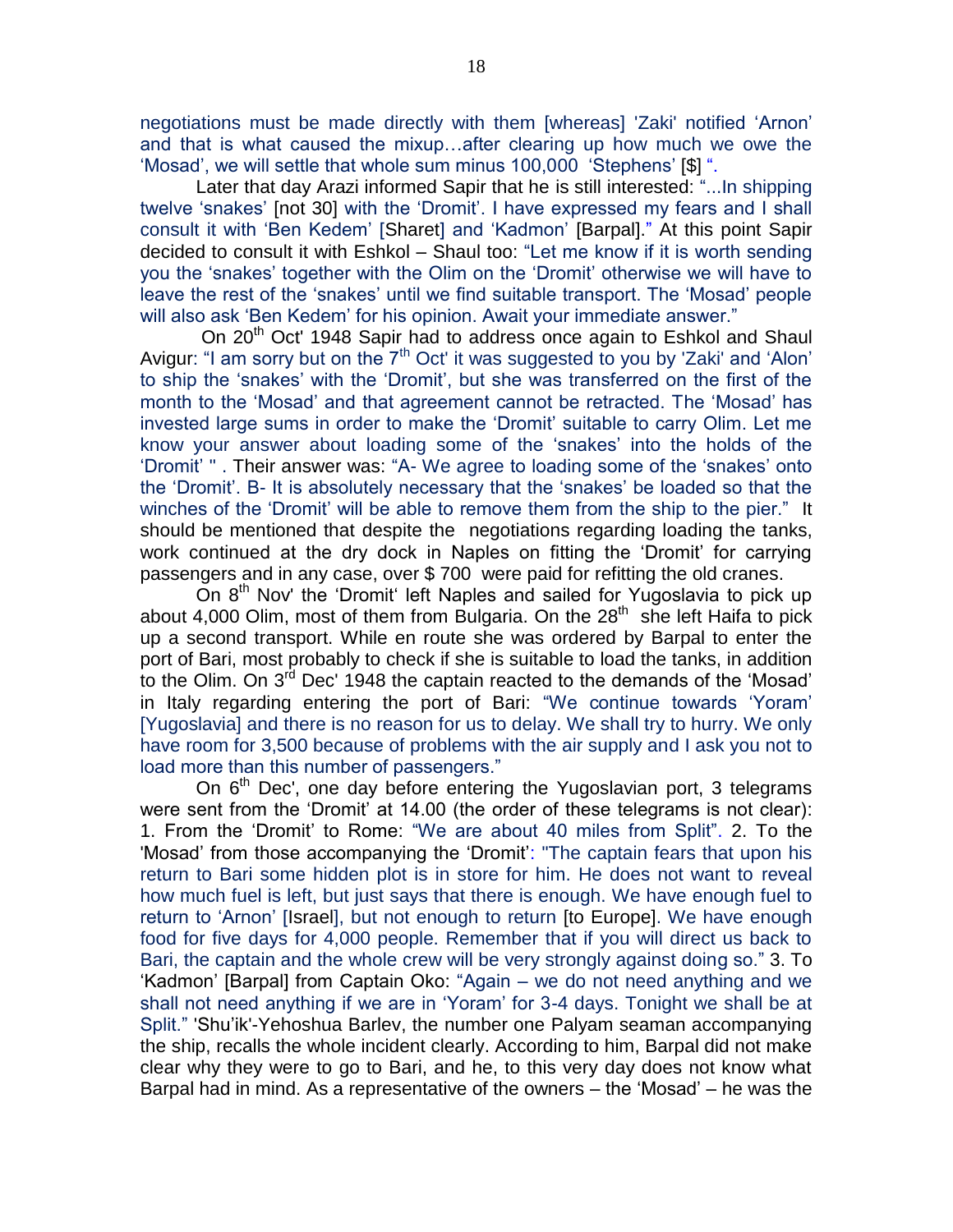negotiations must be made directly with them [whereas] 'Zaki' notified 'Arnon' and that is what caused the mixup…after clearing up how much we owe the 'Mosad', we will settle that whole sum minus 100,000 'Stephens' [$] ".

Later that day Arazi informed Sapir that he is still interested: "...In shipping twelve 'snakes' [not 30] with the 'Dromit'. I have expressed my fears and I shall consult it with 'Ben Kedem' [Sharet] and 'Kadmon' [Barpal]." At this point Sapir decided to consult it with Eshkol – Shaul too: "Let me know if it is worth sending you the 'snakes' together with the Olim on the 'Dromit' otherwise we will have to leave the rest of the 'snakes' until we find suitable transport. The 'Mosad' people will also ask 'Ben Kedem' for his opinion. Await your immediate answer."

On 20th Oct' 1948 Sapir had to address once again to Eshkol and Shaul Avigur: "I am sorry but on the 7th Oct' it was suggested to you by 'Zaki' and 'Alon' to ship the 'snakes' with the 'Dromit', but she was transferred on the first of the month to the 'Mosad' and that agreement cannot be retracted. The 'Mosad' has invested large sums in order to make the 'Dromit' suitable to carry Olim. Let me know your answer about loading some of the 'snakes' into the holds of the 'Dromit' " . Their answer was: "A- We agree to loading some of the 'snakes' onto the 'Dromit'. B- It is absolutely necessary that the 'snakes' be loaded so that the winches of the 'Dromit' will be able to remove them from the ship to the pier." It should be mentioned that despite the negotiations regarding loading the tanks, work continued at the dry dock in Naples on fitting the 'Dromit' for carrying passengers and in any case, over $ 700 were paid for refitting the old cranes.

On 8th Nov' the 'Dromit' left Naples and sailed for Yugoslavia to pick up about 4,000 Olim, most of them from Bulgaria. On the 28th she left Haifa to pick up a second transport. While en route she was ordered by Barpal to enter the port of Bari, most probably to check if she is suitable to load the tanks, in addition to the Olim. On 3rd Dec' 1948 the captain reacted to the demands of the 'Mosad' in Italy regarding entering the port of Bari: "We continue towards 'Yoram' [Yugoslavia] and there is no reason for us to delay. We shall try to hurry. We only have room for 3,500 because of problems with the air supply and I ask you not to load more than this number of passengers."

On 6th Dec', one day before entering the Yugoslavian port, 3 telegrams were sent from the 'Dromit' at 14.00 (the order of these telegrams is not clear): 1. From the 'Dromit' to Rome: "We are about 40 miles from Split". 2. To the 'Mosad' from those accompanying the 'Dromit': "The captain fears that upon his return to Bari some hidden plot is in store for him. He does not want to reveal how much fuel is left, but just says that there is enough. We have enough fuel to return to 'Arnon' [Israel], but not enough to return [to Europe]. We have enough food for five days for 4,000 people. Remember that if you will direct us back to Bari, the captain and the whole crew will be very strongly against doing so." 3. To 'Kadmon' [Barpal] from Captain Oko: "Again – we do not need anything and we shall not need anything if we are in 'Yoram' for 3-4 days. Tonight we shall be at Split." 'Shu'ik'-Yehoshua Barlev, the number one Palyam seaman accompanying the ship, recalls the whole incident clearly. According to him, Barpal did not make clear why they were to go to Bari, and he, to this very day does not know what Barpal had in mind. As a representative of the owners – the 'Mosad' – he was the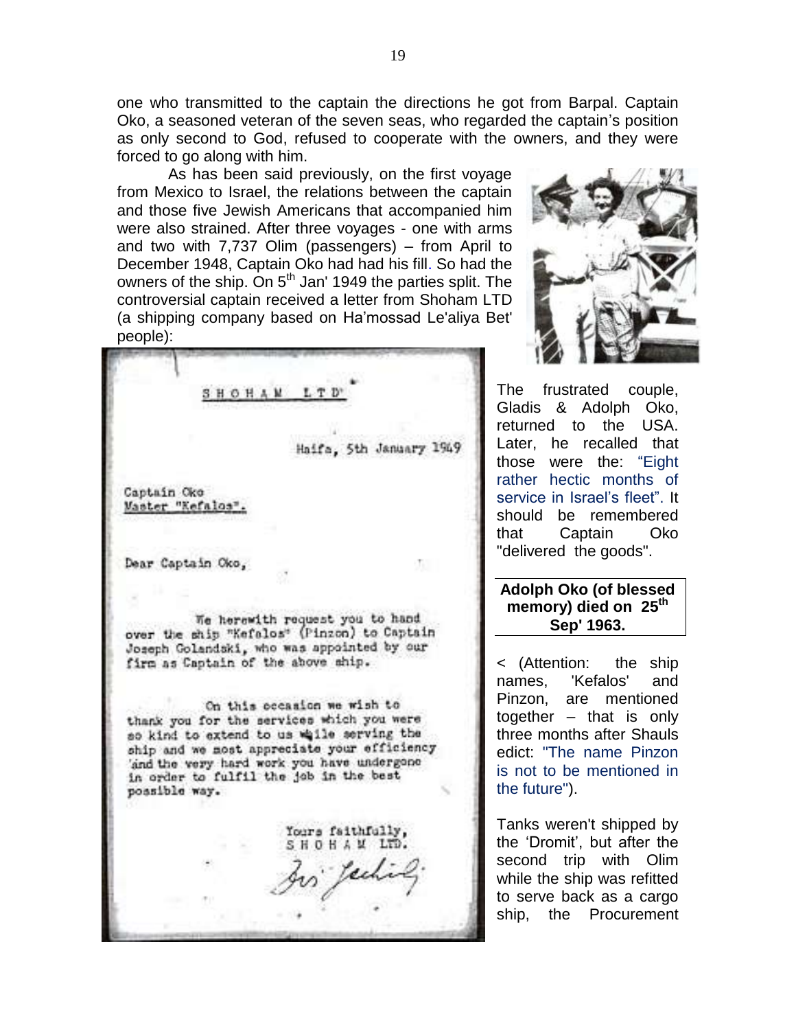one who transmitted to the captain the directions he got from Barpal. Captain Oko, a seasoned veteran of the seven seas, who regarded the captain's position as only second to God, refused to cooperate with the owners, and they were forced to go along with him.

As has been said previously, on the first voyage from Mexico to Israel, the relations between the captain and those five Jewish Americans that accompanied him were also strained. After three voyages - one with arms and two with 7,737 Olim (passengers) – from April to December 1948, Captain Oko had had his fill. So had the owners of the ship. On 5th Jan' 1949 the parties split. The controversial captain received a letter from Shoham LTD (a shipping company based on Ha'mossad Le'aliya Bet' people):

SHOHAM LTD

Haifa, 5th January 1949

Captain Oko
Master "Kefalos".

Dear Captain Oko,

We herewith request you to hand over the ship "Kefalos" (Pinzon) to Captain Joseph Golandski, who was appointed by our firm as Captain of the above ship.

On this occasion we wish to thank you for the services which you were so kind to extend to us while serving the ship and we most appreciate your efficiency and the very hard work you have undergone in order to fulfil the job in the best possible way.

Yours faithfully,
SHOHAM LTD.

The frustrated couple, Gladis & Adolph Oko, returned to the USA. Later, he recalled that those were the: "Eight rather hectic months of service in Israel's fleet". It should be remembered that Captain Oko "delivered the goods".

**Adolph Oko (of blessed memory) died on 25th Sep' 1963.**

< (Attention: the ship names, 'Kefalos' and Pinzon, are mentioned together – that is only three months after Shauls edict: "The name Pinzon is not to be mentioned in the future").

Tanks weren't shipped by the 'Dromit', but after the second trip with Olim while the ship was refitted to serve back as a cargo ship, the Procurement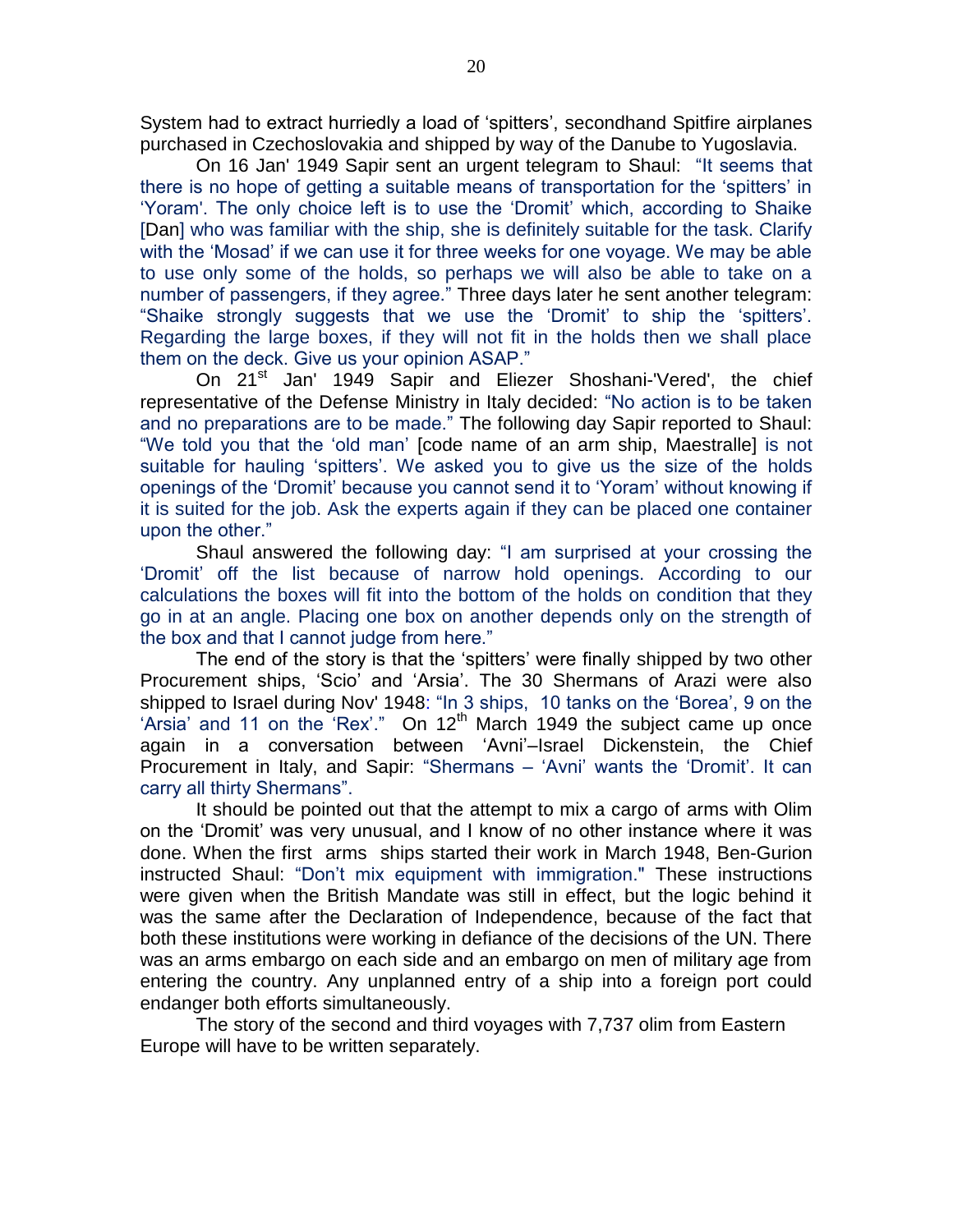System had to extract hurriedly a load of ‘spitters’, secondhand Spitfire airplanes purchased in Czechoslovakia and shipped by way of the Danube to Yugoslavia.

On 16 Jan' 1949 Sapir sent an urgent telegram to Shaul: “It seems that there is no hope of getting a suitable means of transportation for the ‘spitters’ in ‘Yoram'. The only choice left is to use the ‘Dromit’ which, according to Shaike [Dan] who was familiar with the ship, she is definitely suitable for the task. Clarify with the ‘Mosad’ if we can use it for three weeks for one voyage. We may be able to use only some of the holds, so perhaps we will also be able to take on a number of passengers, if they agree.” Three days later he sent another telegram: “Shaike strongly suggests that we use the ‘Dromit’ to ship the ‘spitters’. Regarding the large boxes, if they will not fit in the holds then we shall place them on the deck. Give us your opinion ASAP.”

On 21st Jan' 1949 Sapir and Eliezer Shoshani-'Vered', the chief representative of the Defense Ministry in Italy decided: “No action is to be taken and no preparations are to be made.” The following day Sapir reported to Shaul: “We told you that the ‘old man’ [code name of an arm ship, Maestralle] is not suitable for hauling ‘spitters’. We asked you to give us the size of the holds openings of the ‘Dromit’ because you cannot send it to ‘Yoram’ without knowing if it is suited for the job. Ask the experts again if they can be placed one container upon the other.”

Shaul answered the following day: “I am surprised at your crossing the ‘Dromit’ off the list because of narrow hold openings. According to our calculations the boxes will fit into the bottom of the holds on condition that they go in at an angle. Placing one box on another depends only on the strength of the box and that I cannot judge from here.”

The end of the story is that the ‘spitters’ were finally shipped by two other Procurement ships, ‘Scio’ and ‘Arsia’. The 30 Shermans of Arazi were also shipped to Israel during Nov' 1948: “In 3 ships, 10 tanks on the ‘Borea’, 9 on the ‘Arsia’ and 11 on the ‘Rex’.” On 12th March 1949 the subject came up once again in a conversation between ‘Avni’–Israel Dickenstein, the Chief Procurement in Italy, and Sapir: “Shermans – ‘Avni’ wants the ‘Dromit’. It can carry all thirty Shermans”.

It should be pointed out that the attempt to mix a cargo of arms with Olim on the ‘Dromit’ was very unusual, and I know of no other instance where it was done. When the first arms ships started their work in March 1948, Ben-Gurion instructed Shaul: “Don’t mix equipment with immigration." These instructions were given when the British Mandate was still in effect, but the logic behind it was the same after the Declaration of Independence, because of the fact that both these institutions were working in defiance of the decisions of the UN. There was an arms embargo on each side and an embargo on men of military age from entering the country. Any unplanned entry of a ship into a foreign port could endanger both efforts simultaneously.

The story of the second and third voyages with 7,737 olim from Eastern Europe will have to be written separately.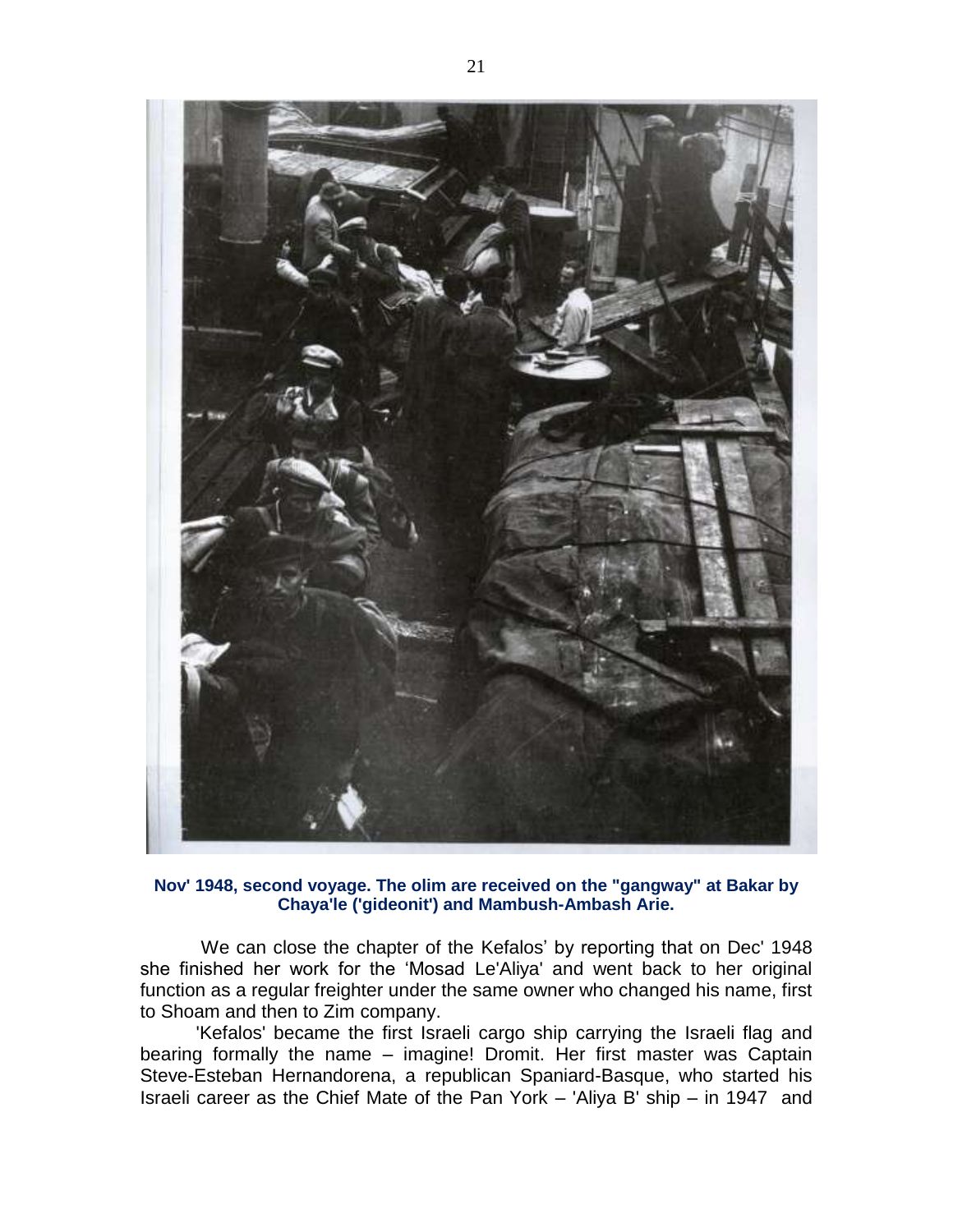**Nov' 1948, second voyage. The olim are received on the "gangway" at Bakar by Chaya'le ('gideonit') and Mambush-Ambash Arie.**

We can close the chapter of the Kefalos' by reporting that on Dec' 1948 she finished her work for the 'Mosad Le'Aliya' and went back to her original function as a regular freighter under the same owner who changed his name, first to Shoam and then to Zim company.

'Kefalos' became the first Israeli cargo ship carrying the Israeli flag and bearing formally the name – imagine! Dromit. Her first master was Captain Steve-Esteban Hernandorena, a republican Spaniard-Basque, who started his Israeli career as the Chief Mate of the Pan York – 'Aliya B' ship – in 1947 and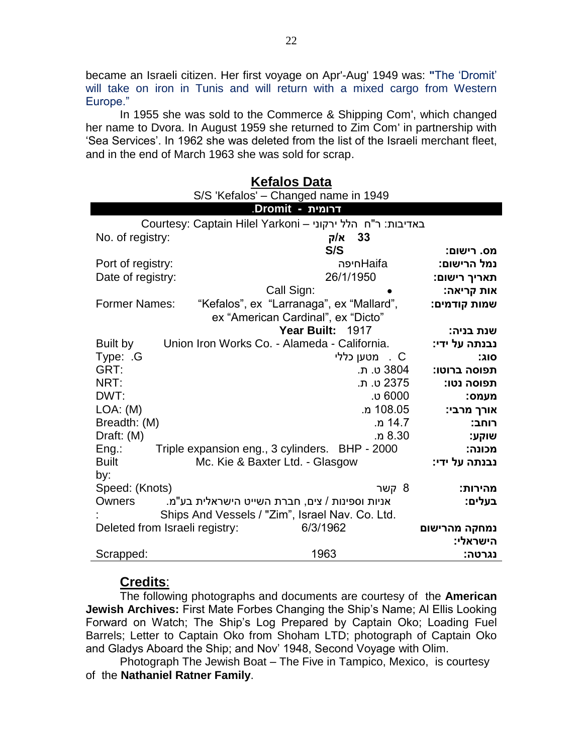became an Israeli citizen. Her first voyage on Apr'-Aug' 1949 was: "The 'Dromit' will take on iron in Tunis and will return with a mixed cargo from Western Europe."

In 1955 she was sold to the Commerce & Shipping Com', which changed her name to Dvora. In August 1959 she returned to Zim Com' in partnership with 'Sea Services'. In 1962 she was deleted from the list of the Israeli merchant fleet, and in the end of March 1963 she was sold for scrap.

## Kefalos Data

S/S 'Kefalos' – Changed name in 1949

**.Dromit - דרומית**

Courtesy: Captain Hilel Yarkoni – באדיבות: ר"ח הלל ירקוני

| | | |
|---|---|---|
| No. of registry: | **33 א/ק** **S/S** | **מס. רישום:** |
| Port of registry: | Haifaחיפה | **נמל הרישום:** |
| Date of registry: | 26/1/1950 | **תאריך רישום:** |
| | Call Sign: • | **אות קריאה:** |
| Former Names: | "Kefalos", ex "Larranaga", ex "Mallard", ex "American Cardinal", ex "Dicto" | **שמות קודמים:** |
| | **Year Built:** 1917 | **שנת בניה:** |
| Built by | Union Iron Works Co. - Alameda - California. | **נבנתה על ידי:** |
| Type: .G | C . מטען כללי | **סוג:** |
| GRT: | 3804 ט. ת. | **תפוסה ברוטו:** |
| NRT: | 2375 ט. ת. | **תפוסה נטו:** |
| DWT: | 6000 ט. | **מעמס:** |
| LOA: (M) | 108.05 מ. | **אורך מרבי:** |
| Breadth: (M) | 14.7 מ. | **רוחב:** |
| Draft: (M) | 8.30 מ. | **שוקע:** |
| Eng.: | Triple expansion eng., 3 cylinders. BHP - 2000 | **מכונה:** |
| Built by: | Mc. Kie & Baxter Ltd. - Glasgow | **נבנתה על ידי:** |
| Speed: (Knots) | 8 קשר | **מהירות:** |
| Owners: | אניות וספינות / צים, חברת השייט הישראלית בע"מ. Ships And Vessels / "Zim", Israel Nav. Co. Ltd. | **בעלים:** |
| Deleted from Israeli registry: | 6/3/1962 | **נמחקה מהרישום הישראלי:** |
| Scrapped: | 1963 | **נגרטה:** |

## Credits:

The following photographs and documents are courtesy of the **American Jewish Archives:** First Mate Forbes Changing the Ship's Name; Al Ellis Looking Forward on Watch; The Ship's Log Prepared by Captain Oko; Loading Fuel Barrels; Letter to Captain Oko from Shoham LTD; photograph of Captain Oko and Gladys Aboard the Ship; and Nov' 1948, Second Voyage with Olim.

Photograph The Jewish Boat – The Five in Tampico, Mexico, is courtesy of the **Nathaniel Ratner Family**.